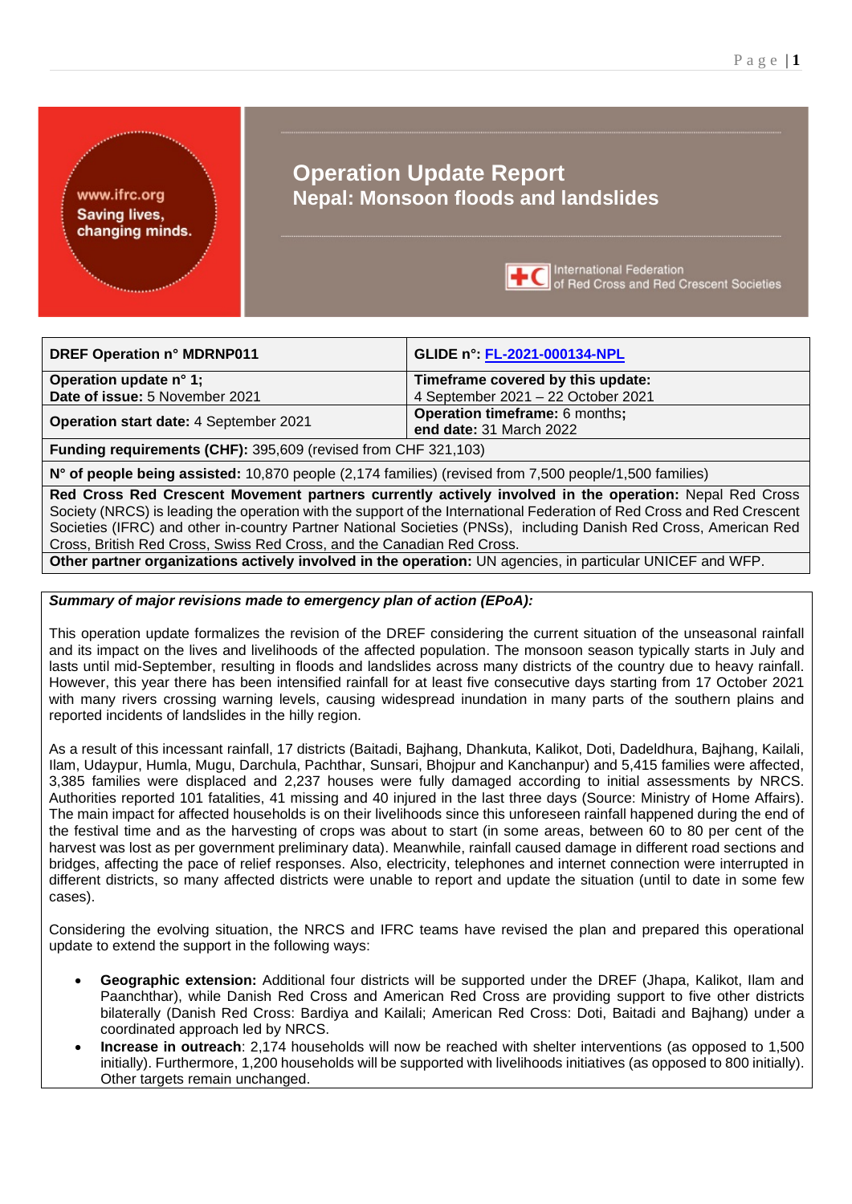# Operation Update Report

## Nepal: Monsoon floods and landslides

| DREF Operation n° MDRNP011 | GLIDE n°: FL-2021-000134-NPL |
|---|---|
| **Operation update n° 1;** **Date of issue:** 5 November 2021 | **Timeframe covered by this update:** 4 September 2021 – 22 October 2021 |
| **Operation start date:** 4 September 2021 | **Operation timeframe:** 6 months; **end date:** 31 March 2022 |
| **Funding requirements (CHF):** 395,609 (revised from CHF 321,103) | |
| **N° of people being assisted:** 10,870 people (2,174 families) (revised from 7,500 people/1,500 families) | |
| **Red Cross Red Crescent Movement partners currently actively involved in the operation:** Nepal Red Cross Society (NRCS) is leading the operation with the support of the International Federation of Red Cross and Red Crescent Societies (IFRC) and other in-country Partner National Societies (PNSs), including Danish Red Cross, American Red Cross, British Red Cross, Swiss Red Cross, and the Canadian Red Cross. | |
| **Other partner organizations actively involved in the operation:** UN agencies, in particular UNICEF and WFP. | |

***Summary of major revisions made to emergency plan of action (EPoA):***

This operation update formalizes the revision of the DREF considering the current situation of the unseasonal rainfall and its impact on the lives and livelihoods of the affected population. The monsoon season typically starts in July and lasts until mid-September, resulting in floods and landslides across many districts of the country due to heavy rainfall. However, this year there has been intensified rainfall for at least five consecutive days starting from 17 October 2021 with many rivers crossing warning levels, causing widespread inundation in many parts of the southern plains and reported incidents of landslides in the hilly region.

As a result of this incessant rainfall, 17 districts (Baitadi, Bajhang, Dhankuta, Kalikot, Doti, Dadeldhura, Bajhang, Kailali, Ilam, Udaypur, Humla, Mugu, Darchula, Pachthar, Sunsari, Bhojpur and Kanchanpur) and 5,415 families were affected, 3,385 families were displaced and 2,237 houses were fully damaged according to initial assessments by NRCS. Authorities reported 101 fatalities, 41 missing and 40 injured in the last three days (Source: Ministry of Home Affairs). The main impact for affected households is on their livelihoods since this unforeseen rainfall happened during the end of the festival time and as the harvesting of crops was about to start (in some areas, between 60 to 80 per cent of the harvest was lost as per government preliminary data). Meanwhile, rainfall caused damage in different road sections and bridges, affecting the pace of relief responses. Also, electricity, telephones and internet connection were interrupted in different districts, so many affected districts were unable to report and update the situation (until to date in some few cases).

Considering the evolving situation, the NRCS and IFRC teams have revised the plan and prepared this operational update to extend the support in the following ways:

- **Geographic extension:** Additional four districts will be supported under the DREF (Jhapa, Kalikot, Ilam and Paanchthar), while Danish Red Cross and American Red Cross are providing support to five other districts bilaterally (Danish Red Cross: Bardiya and Kailali; American Red Cross: Doti, Baitadi and Bajhang) under a coordinated approach led by NRCS.
- **Increase in outreach**: 2,174 households will now be reached with shelter interventions (as opposed to 1,500 initially). Furthermore, 1,200 households will be supported with livelihoods initiatives (as opposed to 800 initially). Other targets remain unchanged.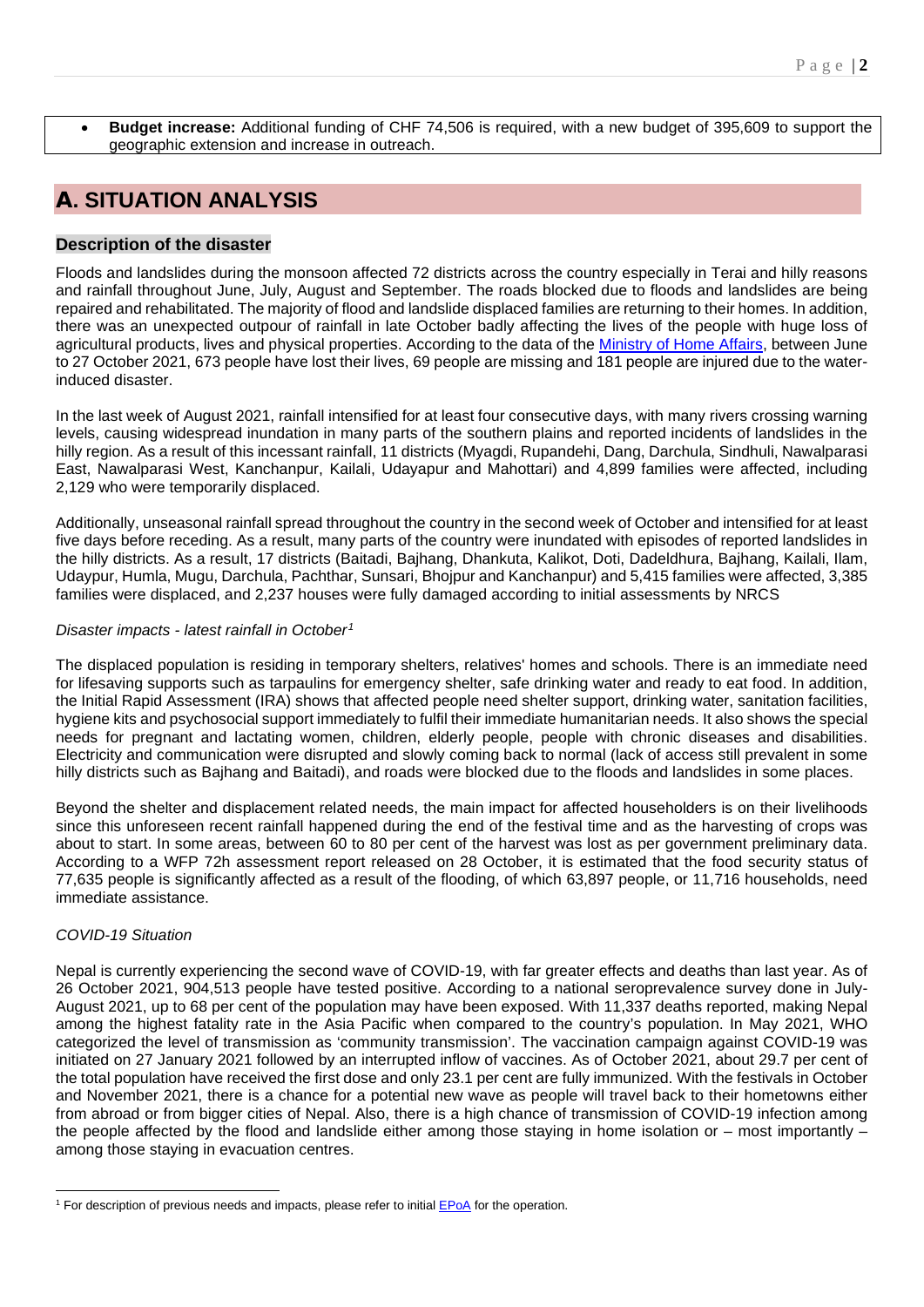- **Budget increase:** Additional funding of CHF 74,506 is required, with a new budget of 395,609 to support the geographic extension and increase in outreach.

## A. SITUATION ANALYSIS

### Description of the disaster

Floods and landslides during the monsoon affected 72 districts across the country especially in Terai and hilly reasons and rainfall throughout June, July, August and September. The roads blocked due to floods and landslides are being repaired and rehabilitated. The majority of flood and landslide displaced families are returning to their homes. In addition, there was an unexpected outpour of rainfall in late October badly affecting the lives of the people with huge loss of agricultural products, lives and physical properties. According to the data of the Ministry of Home Affairs, between June to 27 October 2021, 673 people have lost their lives, 69 people are missing and 181 people are injured due to the water-induced disaster.

In the last week of August 2021, rainfall intensified for at least four consecutive days, with many rivers crossing warning levels, causing widespread inundation in many parts of the southern plains and reported incidents of landslides in the hilly region. As a result of this incessant rainfall, 11 districts (Myagdi, Rupandehi, Dang, Darchula, Sindhuli, Nawalparasi East, Nawalparasi West, Kanchanpur, Kailali, Udayapur and Mahottari) and 4,899 families were affected, including 2,129 who were temporarily displaced.

Additionally, unseasonal rainfall spread throughout the country in the second week of October and intensified for at least five days before receding. As a result, many parts of the country were inundated with episodes of reported landslides in the hilly districts. As a result, 17 districts (Baitadi, Bajhang, Dhankuta, Kalikot, Doti, Dadeldhura, Bajhang, Kailali, Ilam, Udaypur, Humla, Mugu, Darchula, Pachthar, Sunsari, Bhojpur and Kanchanpur) and 5,415 families were affected, 3,385 families were displaced, and 2,237 houses were fully damaged according to initial assessments by NRCS

*Disaster impacts - latest rainfall in October*[1]

The displaced population is residing in temporary shelters, relatives' homes and schools. There is an immediate need for lifesaving supports such as tarpaulins for emergency shelter, safe drinking water and ready to eat food. In addition, the Initial Rapid Assessment (IRA) shows that affected people need shelter support, drinking water, sanitation facilities, hygiene kits and psychosocial support immediately to fulfil their immediate humanitarian needs. It also shows the special needs for pregnant and lactating women, children, elderly people, people with chronic diseases and disabilities. Electricity and communication were disrupted and slowly coming back to normal (lack of access still prevalent in some hilly districts such as Bajhang and Baitadi), and roads were blocked due to the floods and landslides in some places.

Beyond the shelter and displacement related needs, the main impact for affected householders is on their livelihoods since this unforeseen recent rainfall happened during the end of the festival time and as the harvesting of crops was about to start. In some areas, between 60 to 80 per cent of the harvest was lost as per government preliminary data. According to a WFP 72h assessment report released on 28 October, it is estimated that the food security status of 77,635 people is significantly affected as a result of the flooding, of which 63,897 people, or 11,716 households, need immediate assistance.

*COVID-19 Situation*

Nepal is currently experiencing the second wave of COVID-19, with far greater effects and deaths than last year. As of 26 October 2021, 904,513 people have tested positive. According to a national seroprevalence survey done in July-August 2021, up to 68 per cent of the population may have been exposed. With 11,337 deaths reported, making Nepal among the highest fatality rate in the Asia Pacific when compared to the country's population. In May 2021, WHO categorized the level of transmission as 'community transmission'. The vaccination campaign against COVID-19 was initiated on 27 January 2021 followed by an interrupted inflow of vaccines. As of October 2021, about 29.7 per cent of the total population have received the first dose and only 23.1 per cent are fully immunized. With the festivals in October and November 2021, there is a chance for a potential new wave as people will travel back to their hometowns either from abroad or from bigger cities of Nepal. Also, there is a high chance of transmission of COVID-19 infection among the people affected by the flood and landslide either among those staying in home isolation or – most importantly – among those staying in evacuation centres.

[1] For description of previous needs and impacts, please refer to initial EPoA for the operation.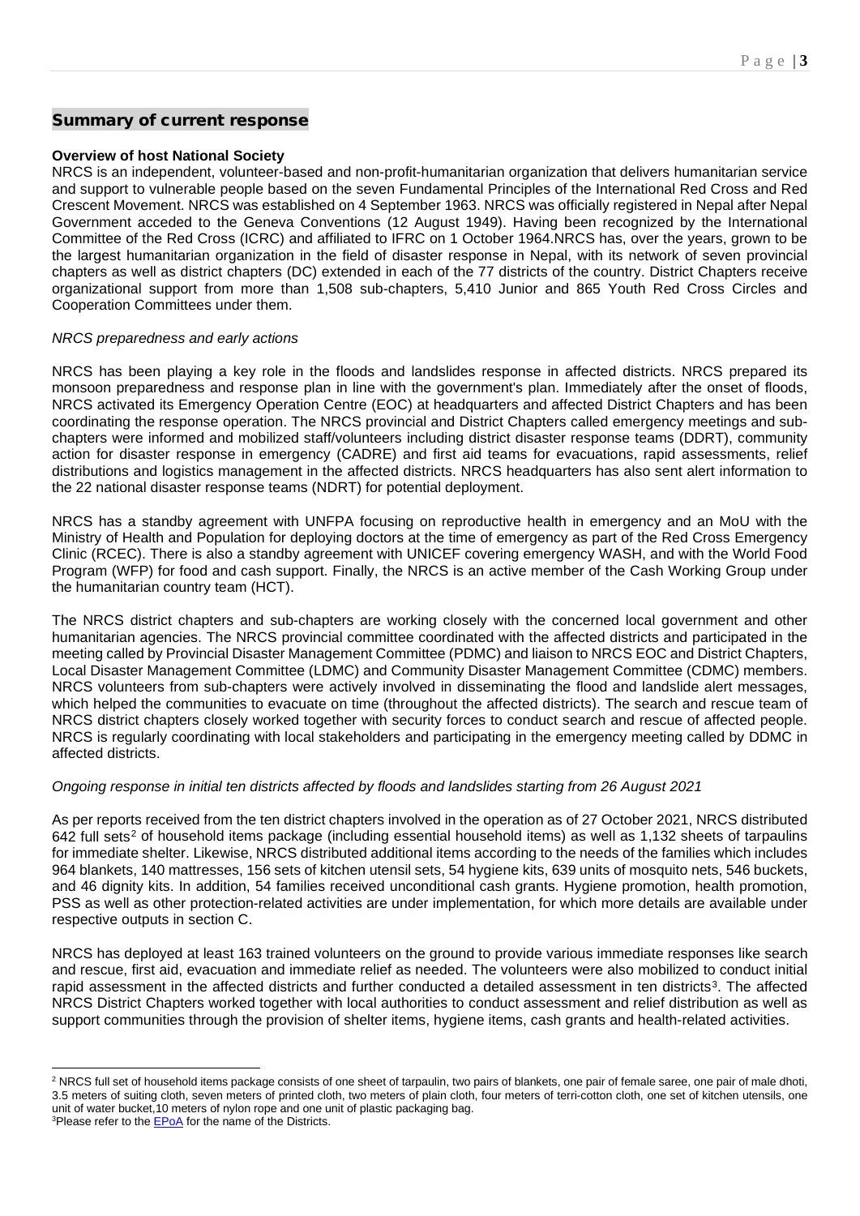## Summary of current response

**Overview of host National Society**

NRCS is an independent, volunteer-based and non-profit-humanitarian organization that delivers humanitarian service and support to vulnerable people based on the seven Fundamental Principles of the International Red Cross and Red Crescent Movement. NRCS was established on 4 September 1963. NRCS was officially registered in Nepal after Nepal Government acceded to the Geneva Conventions (12 August 1949). Having been recognized by the International Committee of the Red Cross (ICRC) and affiliated to IFRC on 1 October 1964.NRCS has, over the years, grown to be the largest humanitarian organization in the field of disaster response in Nepal, with its network of seven provincial chapters as well as district chapters (DC) extended in each of the 77 districts of the country. District Chapters receive organizational support from more than 1,508 sub-chapters, 5,410 Junior and 865 Youth Red Cross Circles and Cooperation Committees under them.

*NRCS preparedness and early actions*

NRCS has been playing a key role in the floods and landslides response in affected districts. NRCS prepared its monsoon preparedness and response plan in line with the government's plan. Immediately after the onset of floods, NRCS activated its Emergency Operation Centre (EOC) at headquarters and affected District Chapters and has been coordinating the response operation. The NRCS provincial and District Chapters called emergency meetings and sub-chapters were informed and mobilized staff/volunteers including district disaster response teams (DDRT), community action for disaster response in emergency (CADRE) and first aid teams for evacuations, rapid assessments, relief distributions and logistics management in the affected districts. NRCS headquarters has also sent alert information to the 22 national disaster response teams (NDRT) for potential deployment.

NRCS has a standby agreement with UNFPA focusing on reproductive health in emergency and an MoU with the Ministry of Health and Population for deploying doctors at the time of emergency as part of the Red Cross Emergency Clinic (RCEC). There is also a standby agreement with UNICEF covering emergency WASH, and with the World Food Program (WFP) for food and cash support. Finally, the NRCS is an active member of the Cash Working Group under the humanitarian country team (HCT).

The NRCS district chapters and sub-chapters are working closely with the concerned local government and other humanitarian agencies. The NRCS provincial committee coordinated with the affected districts and participated in the meeting called by Provincial Disaster Management Committee (PDMC) and liaison to NRCS EOC and District Chapters, Local Disaster Management Committee (LDMC) and Community Disaster Management Committee (CDMC) members. NRCS volunteers from sub-chapters were actively involved in disseminating the flood and landslide alert messages, which helped the communities to evacuate on time (throughout the affected districts). The search and rescue team of NRCS district chapters closely worked together with security forces to conduct search and rescue of affected people. NRCS is regularly coordinating with local stakeholders and participating in the emergency meeting called by DDMC in affected districts.

*Ongoing response in initial ten districts affected by floods and landslides starting from 26 August 2021*

As per reports received from the ten district chapters involved in the operation as of 27 October 2021, NRCS distributed 642 full sets[2] of household items package (including essential household items) as well as 1,132 sheets of tarpaulins for immediate shelter. Likewise, NRCS distributed additional items according to the needs of the families which includes 964 blankets, 140 mattresses, 156 sets of kitchen utensil sets, 54 hygiene kits, 639 units of mosquito nets, 546 buckets, and 46 dignity kits. In addition, 54 families received unconditional cash grants. Hygiene promotion, health promotion, PSS as well as other protection-related activities are under implementation, for which more details are available under respective outputs in section C.

NRCS has deployed at least 163 trained volunteers on the ground to provide various immediate responses like search and rescue, first aid, evacuation and immediate relief as needed. The volunteers were also mobilized to conduct initial rapid assessment in the affected districts and further conducted a detailed assessment in ten districts[3]. The affected NRCS District Chapters worked together with local authorities to conduct assessment and relief distribution as well as support communities through the provision of shelter items, hygiene items, cash grants and health-related activities.

---

[2] NRCS full set of household items package consists of one sheet of tarpaulin, two pairs of blankets, one pair of female saree, one pair of male dhoti, 3.5 meters of suiting cloth, seven meters of printed cloth, two meters of plain cloth, four meters of terri-cotton cloth, one set of kitchen utensils, one unit of water bucket,10 meters of nylon rope and one unit of plastic packaging bag.

[3] Please refer to the [EPoA](EPoA) for the name of the Districts.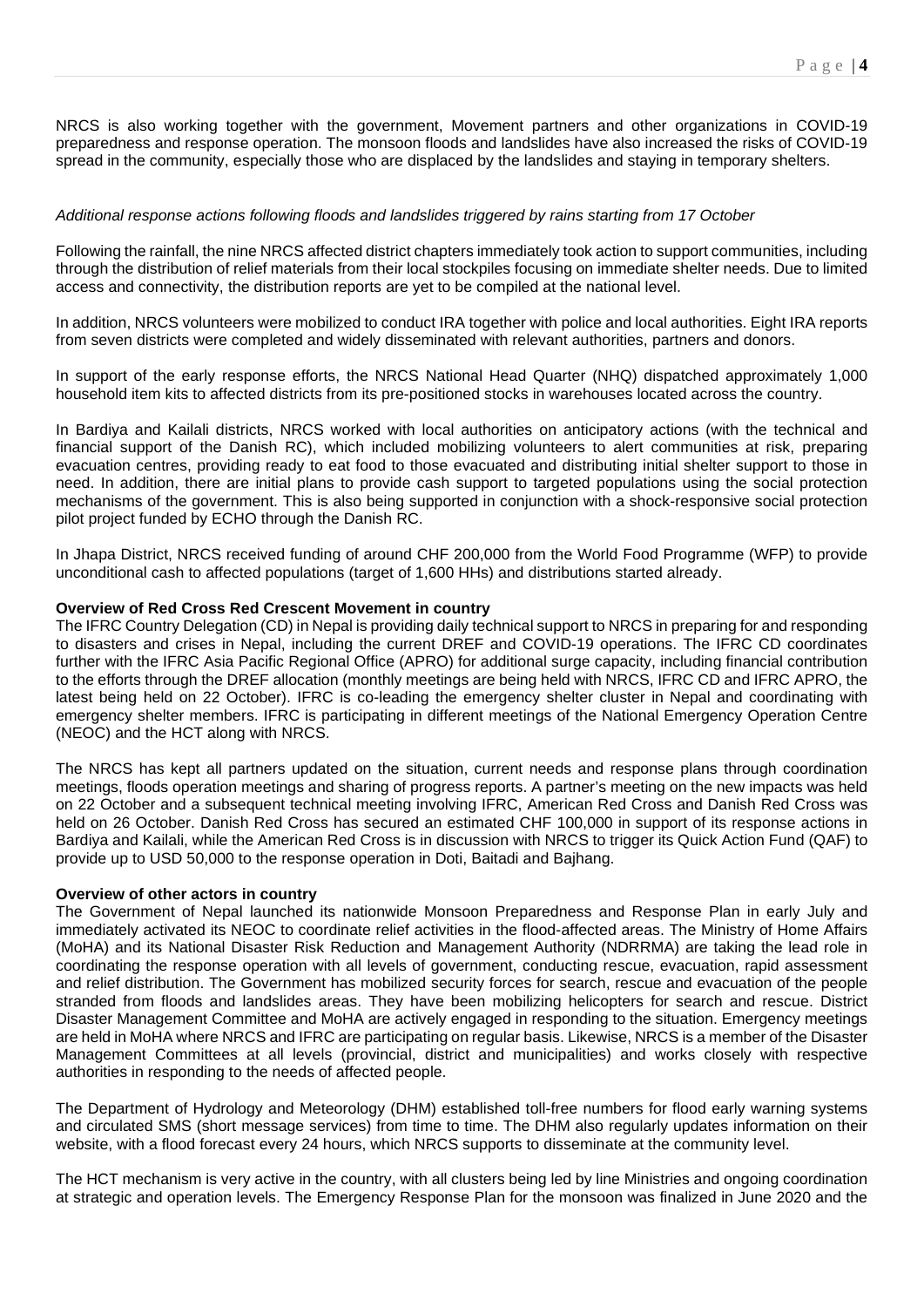NRCS is also working together with the government, Movement partners and other organizations in COVID-19 preparedness and response operation. The monsoon floods and landslides have also increased the risks of COVID-19 spread in the community, especially those who are displaced by the landslides and staying in temporary shelters.

*Additional response actions following floods and landslides triggered by rains starting from 17 October*

Following the rainfall, the nine NRCS affected district chapters immediately took action to support communities, including through the distribution of relief materials from their local stockpiles focusing on immediate shelter needs. Due to limited access and connectivity, the distribution reports are yet to be compiled at the national level.

In addition, NRCS volunteers were mobilized to conduct IRA together with police and local authorities. Eight IRA reports from seven districts were completed and widely disseminated with relevant authorities, partners and donors.

In support of the early response efforts, the NRCS National Head Quarter (NHQ) dispatched approximately 1,000 household item kits to affected districts from its pre-positioned stocks in warehouses located across the country.

In Bardiya and Kailali districts, NRCS worked with local authorities on anticipatory actions (with the technical and financial support of the Danish RC), which included mobilizing volunteers to alert communities at risk, preparing evacuation centres, providing ready to eat food to those evacuated and distributing initial shelter support to those in need. In addition, there are initial plans to provide cash support to targeted populations using the social protection mechanisms of the government. This is also being supported in conjunction with a shock-responsive social protection pilot project funded by ECHO through the Danish RC.

In Jhapa District, NRCS received funding of around CHF 200,000 from the World Food Programme (WFP) to provide unconditional cash to affected populations (target of 1,600 HHs) and distributions started already.

**Overview of Red Cross Red Crescent Movement in country**

The IFRC Country Delegation (CD) in Nepal is providing daily technical support to NRCS in preparing for and responding to disasters and crises in Nepal, including the current DREF and COVID-19 operations. The IFRC CD coordinates further with the IFRC Asia Pacific Regional Office (APRO) for additional surge capacity, including financial contribution to the efforts through the DREF allocation (monthly meetings are being held with NRCS, IFRC CD and IFRC APRO, the latest being held on 22 October). IFRC is co-leading the emergency shelter cluster in Nepal and coordinating with emergency shelter members. IFRC is participating in different meetings of the National Emergency Operation Centre (NEOC) and the HCT along with NRCS.

The NRCS has kept all partners updated on the situation, current needs and response plans through coordination meetings, floods operation meetings and sharing of progress reports. A partner's meeting on the new impacts was held on 22 October and a subsequent technical meeting involving IFRC, American Red Cross and Danish Red Cross was held on 26 October. Danish Red Cross has secured an estimated CHF 100,000 in support of its response actions in Bardiya and Kailali, while the American Red Cross is in discussion with NRCS to trigger its Quick Action Fund (QAF) to provide up to USD 50,000 to the response operation in Doti, Baitadi and Bajhang.

**Overview of other actors in country**

The Government of Nepal launched its nationwide Monsoon Preparedness and Response Plan in early July and immediately activated its NEOC to coordinate relief activities in the flood-affected areas. The Ministry of Home Affairs (MoHA) and its National Disaster Risk Reduction and Management Authority (NDRRMA) are taking the lead role in coordinating the response operation with all levels of government, conducting rescue, evacuation, rapid assessment and relief distribution. The Government has mobilized security forces for search, rescue and evacuation of the people stranded from floods and landslides areas. They have been mobilizing helicopters for search and rescue. District Disaster Management Committee and MoHA are actively engaged in responding to the situation. Emergency meetings are held in MoHA where NRCS and IFRC are participating on regular basis. Likewise, NRCS is a member of the Disaster Management Committees at all levels (provincial, district and municipalities) and works closely with respective authorities in responding to the needs of affected people.

The Department of Hydrology and Meteorology (DHM) established toll-free numbers for flood early warning systems and circulated SMS (short message services) from time to time. The DHM also regularly updates information on their website, with a flood forecast every 24 hours, which NRCS supports to disseminate at the community level.

The HCT mechanism is very active in the country, with all clusters being led by line Ministries and ongoing coordination at strategic and operation levels. The Emergency Response Plan for the monsoon was finalized in June 2020 and the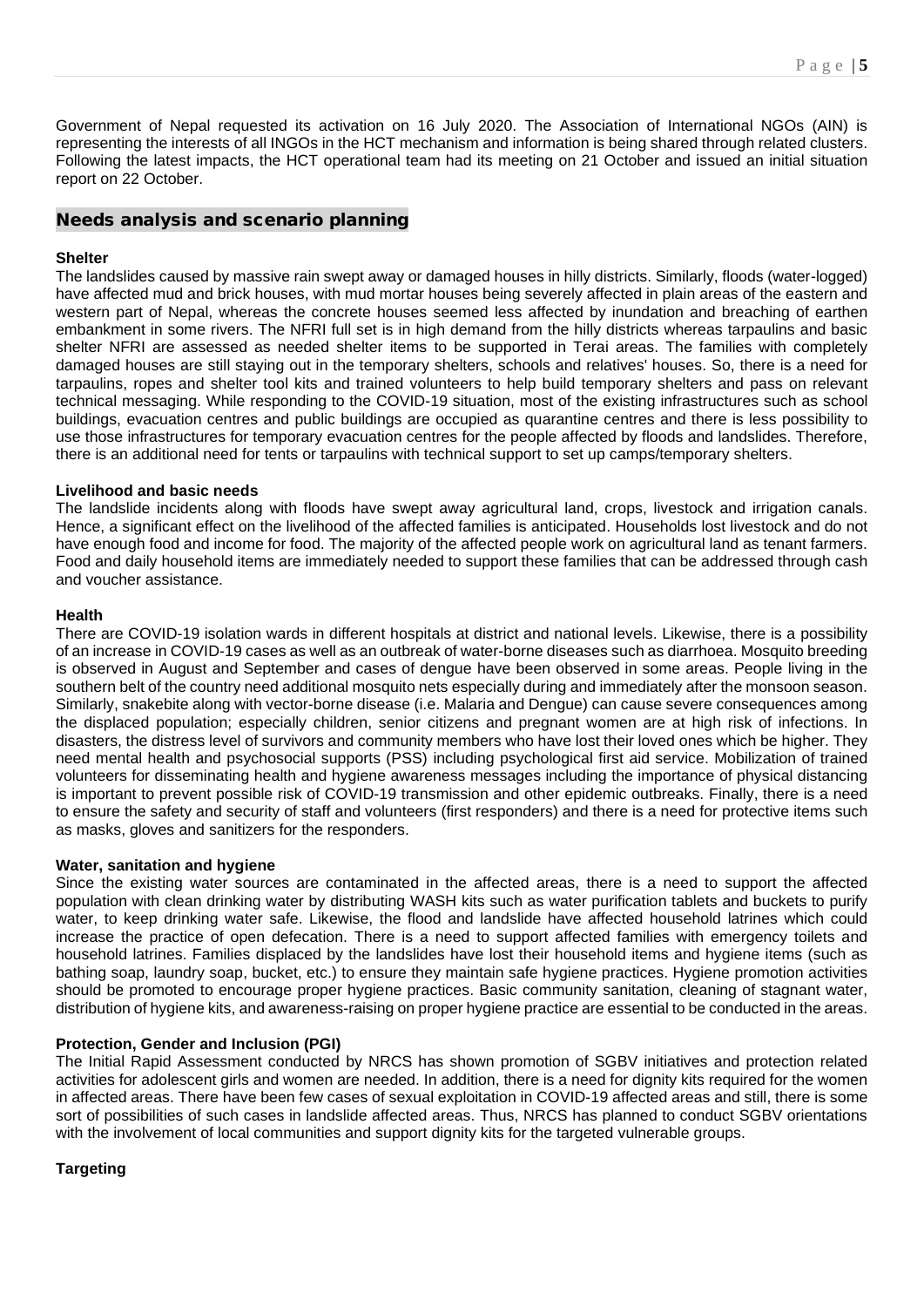Government of Nepal requested its activation on 16 July 2020. The Association of International NGOs (AIN) is representing the interests of all INGOs in the HCT mechanism and information is being shared through related clusters. Following the latest impacts, the HCT operational team had its meeting on 21 October and issued an initial situation report on 22 October.

## Needs analysis and scenario planning

**Shelter**

The landslides caused by massive rain swept away or damaged houses in hilly districts. Similarly, floods (water-logged) have affected mud and brick houses, with mud mortar houses being severely affected in plain areas of the eastern and western part of Nepal, whereas the concrete houses seemed less affected by inundation and breaching of earthen embankment in some rivers. The NFRI full set is in high demand from the hilly districts whereas tarpaulins and basic shelter NFRI are assessed as needed shelter items to be supported in Terai areas. The families with completely damaged houses are still staying out in the temporary shelters, schools and relatives' houses. So, there is a need for tarpaulins, ropes and shelter tool kits and trained volunteers to help build temporary shelters and pass on relevant technical messaging. While responding to the COVID-19 situation, most of the existing infrastructures such as school buildings, evacuation centres and public buildings are occupied as quarantine centres and there is less possibility to use those infrastructures for temporary evacuation centres for the people affected by floods and landslides. Therefore, there is an additional need for tents or tarpaulins with technical support to set up camps/temporary shelters.

**Livelihood and basic needs**

The landslide incidents along with floods have swept away agricultural land, crops, livestock and irrigation canals. Hence, a significant effect on the livelihood of the affected families is anticipated. Households lost livestock and do not have enough food and income for food. The majority of the affected people work on agricultural land as tenant farmers. Food and daily household items are immediately needed to support these families that can be addressed through cash and voucher assistance.

**Health**

There are COVID-19 isolation wards in different hospitals at district and national levels. Likewise, there is a possibility of an increase in COVID-19 cases as well as an outbreak of water-borne diseases such as diarrhoea. Mosquito breeding is observed in August and September and cases of dengue have been observed in some areas. People living in the southern belt of the country need additional mosquito nets especially during and immediately after the monsoon season. Similarly, snakebite along with vector-borne disease (i.e. Malaria and Dengue) can cause severe consequences among the displaced population; especially children, senior citizens and pregnant women are at high risk of infections. In disasters, the distress level of survivors and community members who have lost their loved ones which be higher. They need mental health and psychosocial supports (PSS) including psychological first aid service. Mobilization of trained volunteers for disseminating health and hygiene awareness messages including the importance of physical distancing is important to prevent possible risk of COVID-19 transmission and other epidemic outbreaks. Finally, there is a need to ensure the safety and security of staff and volunteers (first responders) and there is a need for protective items such as masks, gloves and sanitizers for the responders.

**Water, sanitation and hygiene**

Since the existing water sources are contaminated in the affected areas, there is a need to support the affected population with clean drinking water by distributing WASH kits such as water purification tablets and buckets to purify water, to keep drinking water safe. Likewise, the flood and landslide have affected household latrines which could increase the practice of open defecation. There is a need to support affected families with emergency toilets and household latrines. Families displaced by the landslides have lost their household items and hygiene items (such as bathing soap, laundry soap, bucket, etc.) to ensure they maintain safe hygiene practices. Hygiene promotion activities should be promoted to encourage proper hygiene practices. Basic community sanitation, cleaning of stagnant water, distribution of hygiene kits, and awareness-raising on proper hygiene practice are essential to be conducted in the areas.

**Protection, Gender and Inclusion (PGI)**

The Initial Rapid Assessment conducted by NRCS has shown promotion of SGBV initiatives and protection related activities for adolescent girls and women are needed. In addition, there is a need for dignity kits required for the women in affected areas. There have been few cases of sexual exploitation in COVID-19 affected areas and still, there is some sort of possibilities of such cases in landslide affected areas. Thus, NRCS has planned to conduct SGBV orientations with the involvement of local communities and support dignity kits for the targeted vulnerable groups.

**Targeting**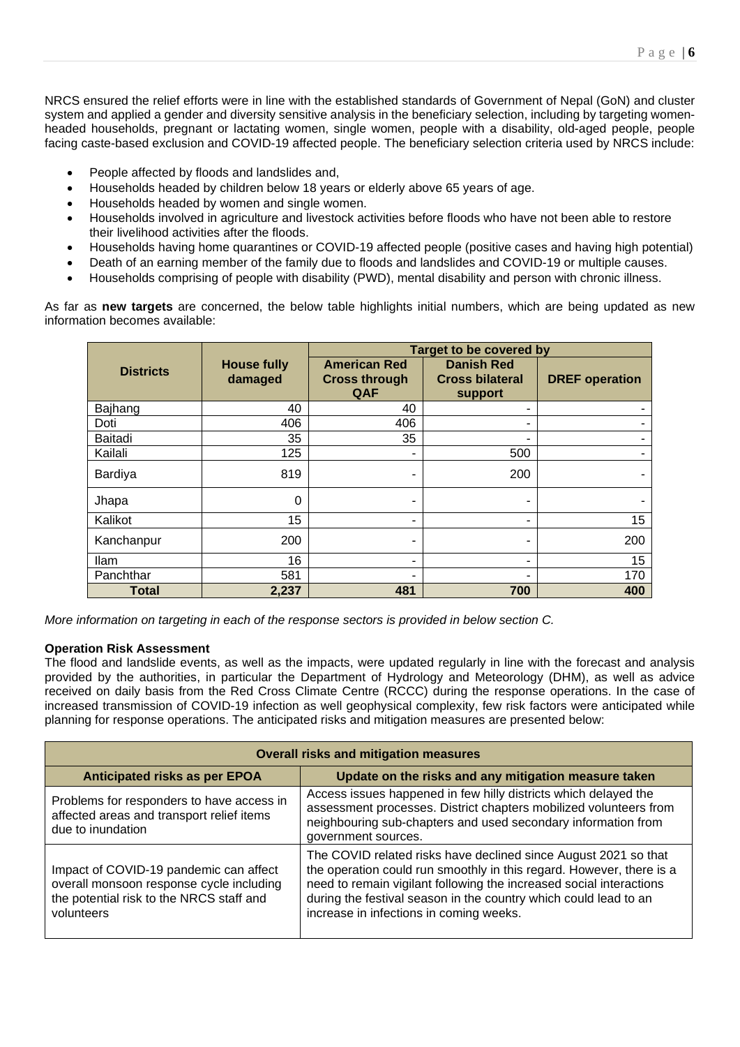NRCS ensured the relief efforts were in line with the established standards of Government of Nepal (GoN) and cluster system and applied a gender and diversity sensitive analysis in the beneficiary selection, including by targeting women-headed households, pregnant or lactating women, single women, people with a disability, old-aged people, people facing caste-based exclusion and COVID-19 affected people. The beneficiary selection criteria used by NRCS include:

- People affected by floods and landslides and,
- Households headed by children below 18 years or elderly above 65 years of age.
- Households headed by women and single women.
- Households involved in agriculture and livestock activities before floods who have not been able to restore their livelihood activities after the floods.
- Households having home quarantines or COVID-19 affected people (positive cases and having high potential)
- Death of an earning member of the family due to floods and landslides and COVID-19 or multiple causes.
- Households comprising of people with disability (PWD), mental disability and person with chronic illness.

As far as **new targets** are concerned, the below table highlights initial numbers, which are being updated as new information becomes available:

| Districts | House fully damaged | Target to be covered by | | |
|---|---|---|---|---|
| | | American Red Cross through QAF | Danish Red Cross bilateral support | DREF operation |
| Bajhang | 40 | 40 | - | - |
| Doti | 406 | 406 | - | - |
| Baitadi | 35 | 35 | - | - |
| Kailali | 125 | - | 500 | - |
| Bardiya | 819 | - | 200 | - |
| Jhapa | 0 | - | - | - |
| Kalikot | 15 | - | - | 15 |
| Kanchanpur | 200 | - | - | 200 |
| Ilam | 16 | - | - | 15 |
| Panchthar | 581 | - | - | 170 |
| **Total** | **2,237** | **481** | **700** | **400** |

*More information on targeting in each of the response sectors is provided in below section C.*

**Operation Risk Assessment**

The flood and landslide events, as well as the impacts, were updated regularly in line with the forecast and analysis provided by the authorities, in particular the Department of Hydrology and Meteorology (DHM), as well as advice received on daily basis from the Red Cross Climate Centre (RCCC) during the response operations. In the case of increased transmission of COVID-19 infection as well geophysical complexity, few risk factors were anticipated while planning for response operations. The anticipated risks and mitigation measures are presented below:

| Overall risks and mitigation measures | |
|---|---|
| **Anticipated risks as per EPOA** | **Update on the risks and any mitigation measure taken** |
| Problems for responders to have access in affected areas and transport relief items due to inundation | Access issues happened in few hilly districts which delayed the assessment processes. District chapters mobilized volunteers from neighbouring sub-chapters and used secondary information from government sources. |
| Impact of COVID-19 pandemic can affect overall monsoon response cycle including the potential risk to the NRCS staff and volunteers | The COVID related risks have declined since August 2021 so that the operation could run smoothly in this regard. However, there is a need to remain vigilant following the increased social interactions during the festival season in the country which could lead to an increase in infections in coming weeks. |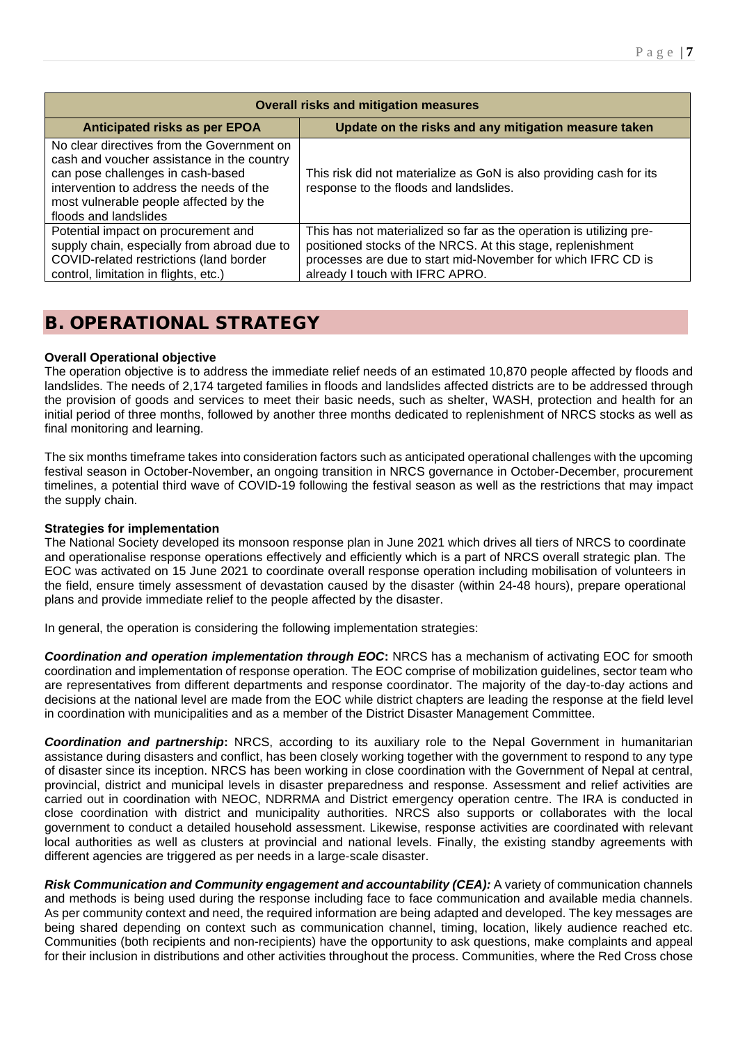| Overall risks and mitigation measures | |
|---|---|
| **Anticipated risks as per EPOA** | **Update on the risks and any mitigation measure taken** |
| No clear directives from the Government on cash and voucher assistance in the country can pose challenges in cash-based intervention to address the needs of the most vulnerable people affected by the floods and landslides | This risk did not materialize as GoN is also providing cash for its response to the floods and landslides. |
| Potential impact on procurement and supply chain, especially from abroad due to COVID-related restrictions (land border control, limitation in flights, etc.) | This has not materialized so far as the operation is utilizing pre-positioned stocks of the NRCS. At this stage, replenishment processes are due to start mid-November for which IFRC CD is already I touch with IFRC APRO. |

# B. OPERATIONAL STRATEGY

**Overall Operational objective**

The operation objective is to address the immediate relief needs of an estimated 10,870 people affected by floods and landslides. The needs of 2,174 targeted families in floods and landslides affected districts are to be addressed through the provision of goods and services to meet their basic needs, such as shelter, WASH, protection and health for an initial period of three months, followed by another three months dedicated to replenishment of NRCS stocks as well as final monitoring and learning.

The six months timeframe takes into consideration factors such as anticipated operational challenges with the upcoming festival season in October-November, an ongoing transition in NRCS governance in October-December, procurement timelines, a potential third wave of COVID-19 following the festival season as well as the restrictions that may impact the supply chain.

**Strategies for implementation**

The National Society developed its monsoon response plan in June 2021 which drives all tiers of NRCS to coordinate and operationalise response operations effectively and efficiently which is a part of NRCS overall strategic plan. The EOC was activated on 15 June 2021 to coordinate overall response operation including mobilisation of volunteers in the field, ensure timely assessment of devastation caused by the disaster (within 24-48 hours), prepare operational plans and provide immediate relief to the people affected by the disaster.

In general, the operation is considering the following implementation strategies:

***Coordination and operation implementation through EOC*:** NRCS has a mechanism of activating EOC for smooth coordination and implementation of response operation. The EOC comprise of mobilization guidelines, sector team who are representatives from different departments and response coordinator. The majority of the day-to-day actions and decisions at the national level are made from the EOC while district chapters are leading the response at the field level in coordination with municipalities and as a member of the District Disaster Management Committee.

***Coordination and partnership*:** NRCS, according to its auxiliary role to the Nepal Government in humanitarian assistance during disasters and conflict, has been closely working together with the government to respond to any type of disaster since its inception. NRCS has been working in close coordination with the Government of Nepal at central, provincial, district and municipal levels in disaster preparedness and response. Assessment and relief activities are carried out in coordination with NEOC, NDRRMA and District emergency operation centre. The IRA is conducted in close coordination with district and municipality authorities. NRCS also supports or collaborates with the local government to conduct a detailed household assessment. Likewise, response activities are coordinated with relevant local authorities as well as clusters at provincial and national levels. Finally, the existing standby agreements with different agencies are triggered as per needs in a large-scale disaster.

***Risk Communication and Community engagement and accountability (CEA):*** A variety of communication channels and methods is being used during the response including face to face communication and available media channels. As per community context and need, the required information are being adapted and developed. The key messages are being shared depending on context such as communication channel, timing, location, likely audience reached etc. Communities (both recipients and non-recipients) have the opportunity to ask questions, make complaints and appeal for their inclusion in distributions and other activities throughout the process. Communities, where the Red Cross chose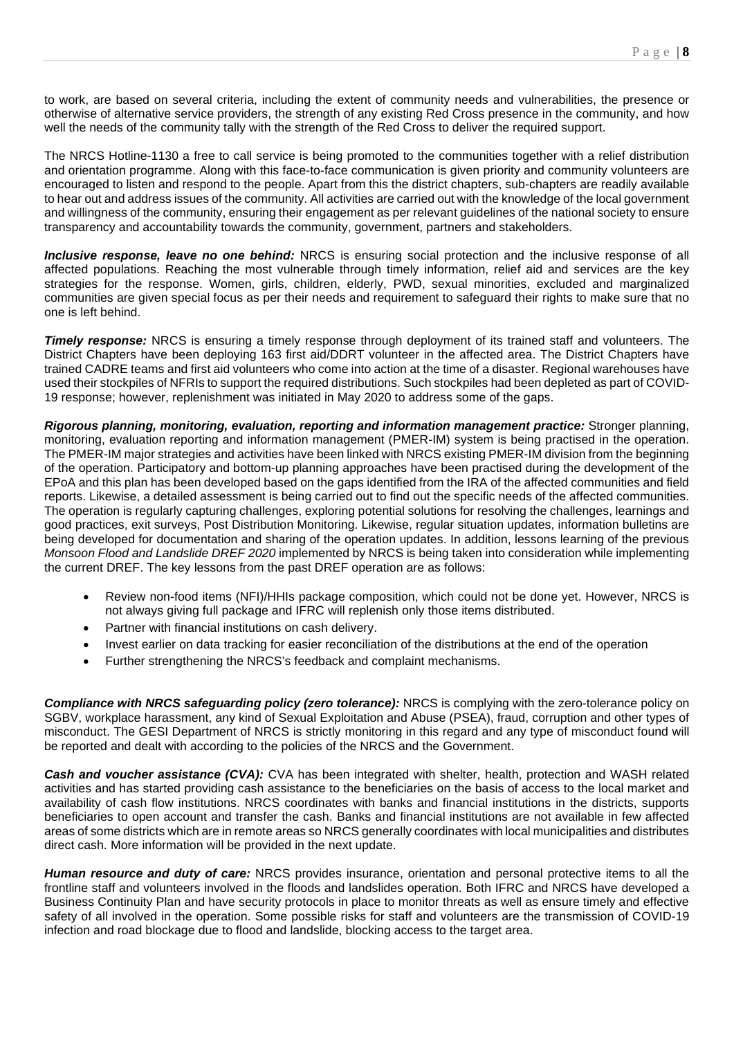to work, are based on several criteria, including the extent of community needs and vulnerabilities, the presence or otherwise of alternative service providers, the strength of any existing Red Cross presence in the community, and how well the needs of the community tally with the strength of the Red Cross to deliver the required support.

The NRCS Hotline-1130 a free to call service is being promoted to the communities together with a relief distribution and orientation programme. Along with this face-to-face communication is given priority and community volunteers are encouraged to listen and respond to the people. Apart from this the district chapters, sub-chapters are readily available to hear out and address issues of the community. All activities are carried out with the knowledge of the local government and willingness of the community, ensuring their engagement as per relevant guidelines of the national society to ensure transparency and accountability towards the community, government, partners and stakeholders.

***Inclusive response, leave no one behind:*** NRCS is ensuring social protection and the inclusive response of all affected populations. Reaching the most vulnerable through timely information, relief aid and services are the key strategies for the response. Women, girls, children, elderly, PWD, sexual minorities, excluded and marginalized communities are given special focus as per their needs and requirement to safeguard their rights to make sure that no one is left behind.

***Timely response:*** NRCS is ensuring a timely response through deployment of its trained staff and volunteers. The District Chapters have been deploying 163 first aid/DDRT volunteer in the affected area. The District Chapters have trained CADRE teams and first aid volunteers who come into action at the time of a disaster. Regional warehouses have used their stockpiles of NFRIs to support the required distributions. Such stockpiles had been depleted as part of COVID-19 response; however, replenishment was initiated in May 2020 to address some of the gaps.

***Rigorous planning, monitoring, evaluation, reporting and information management practice:*** Stronger planning, monitoring, evaluation reporting and information management (PMER-IM) system is being practised in the operation. The PMER-IM major strategies and activities have been linked with NRCS existing PMER-IM division from the beginning of the operation. Participatory and bottom-up planning approaches have been practised during the development of the EPoA and this plan has been developed based on the gaps identified from the IRA of the affected communities and field reports. Likewise, a detailed assessment is being carried out to find out the specific needs of the affected communities. The operation is regularly capturing challenges, exploring potential solutions for resolving the challenges, learnings and good practices, exit surveys, Post Distribution Monitoring. Likewise, regular situation updates, information bulletins are being developed for documentation and sharing of the operation updates. In addition, lessons learning of the previous *Monsoon Flood and Landslide DREF 2020* implemented by NRCS is being taken into consideration while implementing the current DREF. The key lessons from the past DREF operation are as follows:

- Review non-food items (NFI)/HHIs package composition, which could not be done yet. However, NRCS is not always giving full package and IFRC will replenish only those items distributed.
- Partner with financial institutions on cash delivery.
- Invest earlier on data tracking for easier reconciliation of the distributions at the end of the operation
- Further strengthening the NRCS's feedback and complaint mechanisms.

***Compliance with NRCS safeguarding policy (zero tolerance):*** NRCS is complying with the zero-tolerance policy on SGBV, workplace harassment, any kind of Sexual Exploitation and Abuse (PSEA), fraud, corruption and other types of misconduct. The GESI Department of NRCS is strictly monitoring in this regard and any type of misconduct found will be reported and dealt with according to the policies of the NRCS and the Government.

***Cash and voucher assistance (CVA):*** CVA has been integrated with shelter, health, protection and WASH related activities and has started providing cash assistance to the beneficiaries on the basis of access to the local market and availability of cash flow institutions. NRCS coordinates with banks and financial institutions in the districts, supports beneficiaries to open account and transfer the cash. Banks and financial institutions are not available in few affected areas of some districts which are in remote areas so NRCS generally coordinates with local municipalities and distributes direct cash. More information will be provided in the next update.

***Human resource and duty of care:*** NRCS provides insurance, orientation and personal protective items to all the frontline staff and volunteers involved in the floods and landslides operation. Both IFRC and NRCS have developed a Business Continuity Plan and have security protocols in place to monitor threats as well as ensure timely and effective safety of all involved in the operation. Some possible risks for staff and volunteers are the transmission of COVID-19 infection and road blockage due to flood and landslide, blocking access to the target area.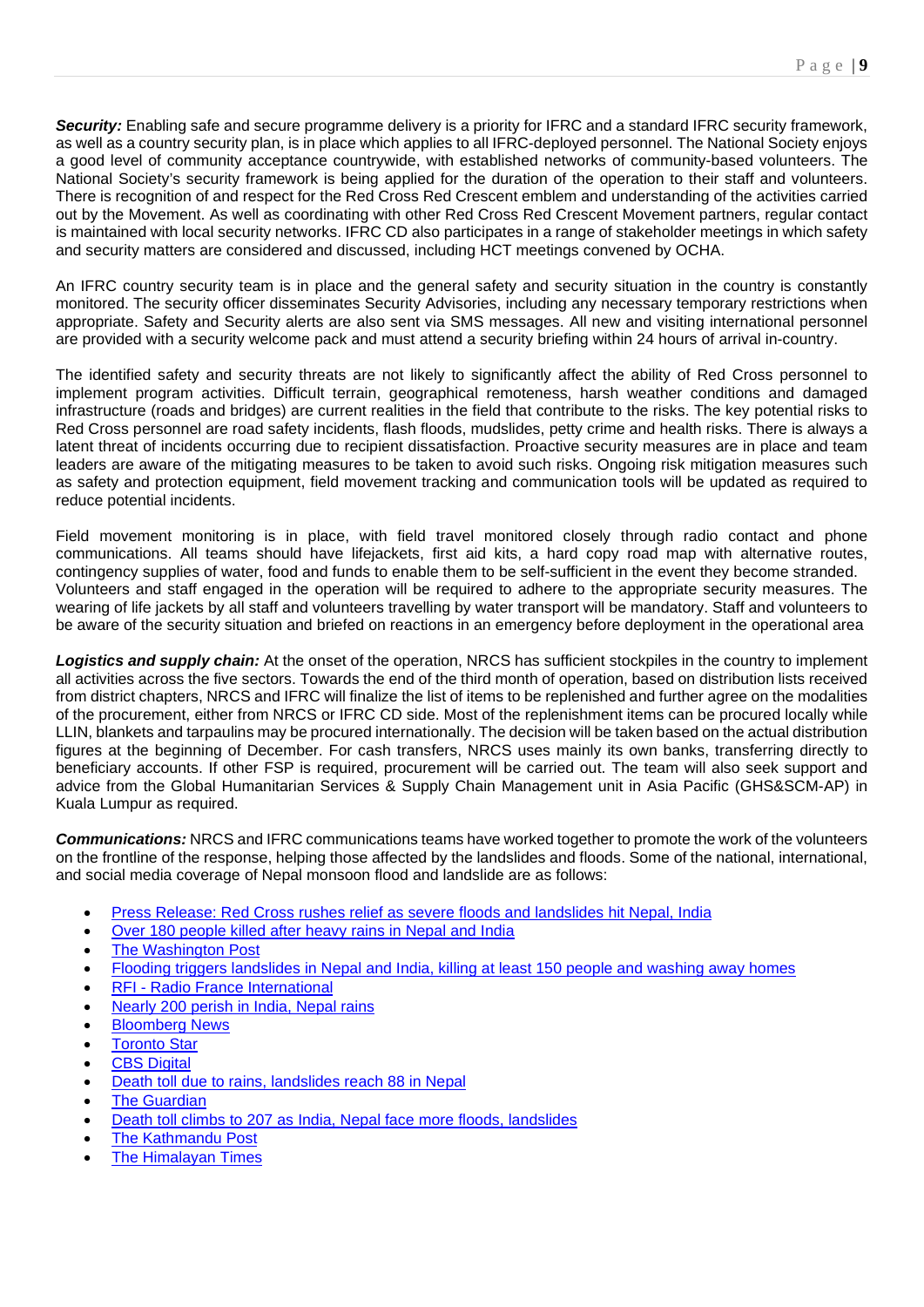***Security:*** Enabling safe and secure programme delivery is a priority for IFRC and a standard IFRC security framework, as well as a country security plan, is in place which applies to all IFRC-deployed personnel. The National Society enjoys a good level of community acceptance countrywide, with established networks of community-based volunteers. The National Society's security framework is being applied for the duration of the operation to their staff and volunteers. There is recognition of and respect for the Red Cross Red Crescent emblem and understanding of the activities carried out by the Movement. As well as coordinating with other Red Cross Red Crescent Movement partners, regular contact is maintained with local security networks. IFRC CD also participates in a range of stakeholder meetings in which safety and security matters are considered and discussed, including HCT meetings convened by OCHA.

An IFRC country security team is in place and the general safety and security situation in the country is constantly monitored. The security officer disseminates Security Advisories, including any necessary temporary restrictions when appropriate. Safety and Security alerts are also sent via SMS messages. All new and visiting international personnel are provided with a security welcome pack and must attend a security briefing within 24 hours of arrival in-country.

The identified safety and security threats are not likely to significantly affect the ability of Red Cross personnel to implement program activities. Difficult terrain, geographical remoteness, harsh weather conditions and damaged infrastructure (roads and bridges) are current realities in the field that contribute to the risks. The key potential risks to Red Cross personnel are road safety incidents, flash floods, mudslides, petty crime and health risks. There is always a latent threat of incidents occurring due to recipient dissatisfaction. Proactive security measures are in place and team leaders are aware of the mitigating measures to be taken to avoid such risks. Ongoing risk mitigation measures such as safety and protection equipment, field movement tracking and communication tools will be updated as required to reduce potential incidents.

Field movement monitoring is in place, with field travel monitored closely through radio contact and phone communications. All teams should have lifejackets, first aid kits, a hard copy road map with alternative routes, contingency supplies of water, food and funds to enable them to be self-sufficient in the event they become stranded. Volunteers and staff engaged in the operation will be required to adhere to the appropriate security measures. The wearing of life jackets by all staff and volunteers travelling by water transport will be mandatory. Staff and volunteers to be aware of the security situation and briefed on reactions in an emergency before deployment in the operational area

***Logistics and supply chain:*** At the onset of the operation, NRCS has sufficient stockpiles in the country to implement all activities across the five sectors. Towards the end of the third month of operation, based on distribution lists received from district chapters, NRCS and IFRC will finalize the list of items to be replenished and further agree on the modalities of the procurement, either from NRCS or IFRC CD side. Most of the replenishment items can be procured locally while LLIN, blankets and tarpaulins may be procured internationally. The decision will be taken based on the actual distribution figures at the beginning of December. For cash transfers, NRCS uses mainly its own banks, transferring directly to beneficiary accounts. If other FSP is required, procurement will be carried out. The team will also seek support and advice from the Global Humanitarian Services & Supply Chain Management unit in Asia Pacific (GHS&SCM-AP) in Kuala Lumpur as required.

***Communications:*** NRCS and IFRC communications teams have worked together to promote the work of the volunteers on the frontline of the response, helping those affected by the landslides and floods. Some of the national, international, and social media coverage of Nepal monsoon flood and landslide are as follows:

- Press Release: Red Cross rushes relief as severe floods and landslides hit Nepal, India
- Over 180 people killed after heavy rains in Nepal and India
- The Washington Post
- Flooding triggers landslides in Nepal and India, killing at least 150 people and washing away homes
- RFI - Radio France International
- Nearly 200 perish in India, Nepal rains
- Bloomberg News
- Toronto Star
- CBS Digital
- Death toll due to rains, landslides reach 88 in Nepal
- The Guardian
- Death toll climbs to 207 as India, Nepal face more floods, landslides
- The Kathmandu Post
- The Himalayan Times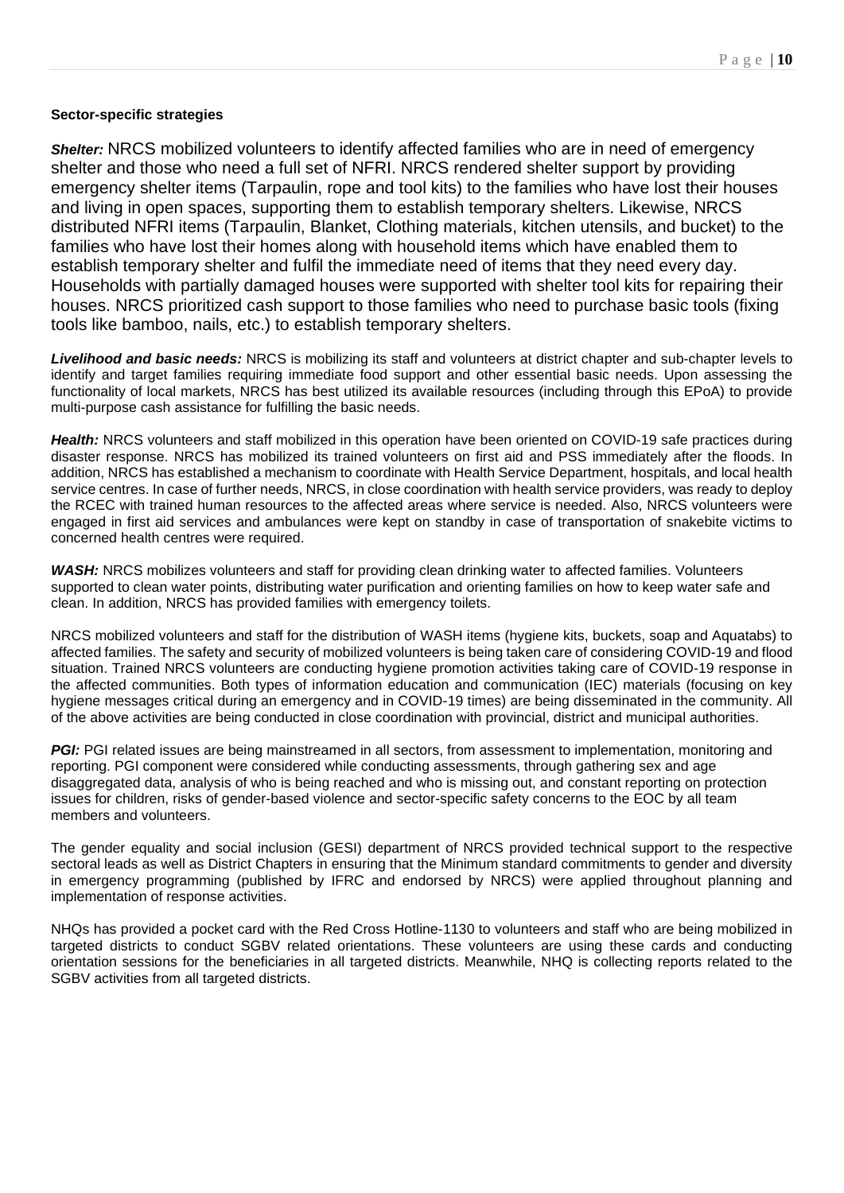**Sector-specific strategies**

***Shelter:*** NRCS mobilized volunteers to identify affected families who are in need of emergency shelter and those who need a full set of NFRI. NRCS rendered shelter support by providing emergency shelter items (Tarpaulin, rope and tool kits) to the families who have lost their houses and living in open spaces, supporting them to establish temporary shelters. Likewise, NRCS distributed NFRI items (Tarpaulin, Blanket, Clothing materials, kitchen utensils, and bucket) to the families who have lost their homes along with household items which have enabled them to establish temporary shelter and fulfil the immediate need of items that they need every day. Households with partially damaged houses were supported with shelter tool kits for repairing their houses. NRCS prioritized cash support to those families who need to purchase basic tools (fixing tools like bamboo, nails, etc.) to establish temporary shelters.

***Livelihood and basic needs:*** NRCS is mobilizing its staff and volunteers at district chapter and sub-chapter levels to identify and target families requiring immediate food support and other essential basic needs. Upon assessing the functionality of local markets, NRCS has best utilized its available resources (including through this EPoA) to provide multi-purpose cash assistance for fulfilling the basic needs.

***Health:*** NRCS volunteers and staff mobilized in this operation have been oriented on COVID-19 safe practices during disaster response. NRCS has mobilized its trained volunteers on first aid and PSS immediately after the floods. In addition, NRCS has established a mechanism to coordinate with Health Service Department, hospitals, and local health service centres. In case of further needs, NRCS, in close coordination with health service providers, was ready to deploy the RCEC with trained human resources to the affected areas where service is needed. Also, NRCS volunteers were engaged in first aid services and ambulances were kept on standby in case of transportation of snakebite victims to concerned health centres were required.

***WASH:*** NRCS mobilizes volunteers and staff for providing clean drinking water to affected families. Volunteers supported to clean water points, distributing water purification and orienting families on how to keep water safe and clean. In addition, NRCS has provided families with emergency toilets.

NRCS mobilized volunteers and staff for the distribution of WASH items (hygiene kits, buckets, soap and Aquatabs) to affected families. The safety and security of mobilized volunteers is being taken care of considering COVID-19 and flood situation. Trained NRCS volunteers are conducting hygiene promotion activities taking care of COVID-19 response in the affected communities. Both types of information education and communication (IEC) materials (focusing on key hygiene messages critical during an emergency and in COVID-19 times) are being disseminated in the community. All of the above activities are being conducted in close coordination with provincial, district and municipal authorities.

***PGI:*** PGI related issues are being mainstreamed in all sectors, from assessment to implementation, monitoring and reporting. PGI component were considered while conducting assessments, through gathering sex and age disaggregated data, analysis of who is being reached and who is missing out, and constant reporting on protection issues for children, risks of gender-based violence and sector-specific safety concerns to the EOC by all team members and volunteers.

The gender equality and social inclusion (GESI) department of NRCS provided technical support to the respective sectoral leads as well as District Chapters in ensuring that the Minimum standard commitments to gender and diversity in emergency programming (published by IFRC and endorsed by NRCS) were applied throughout planning and implementation of response activities.

NHQs has provided a pocket card with the Red Cross Hotline-1130 to volunteers and staff who are being mobilized in targeted districts to conduct SGBV related orientations. These volunteers are using these cards and conducting orientation sessions for the beneficiaries in all targeted districts. Meanwhile, NHQ is collecting reports related to the SGBV activities from all targeted districts.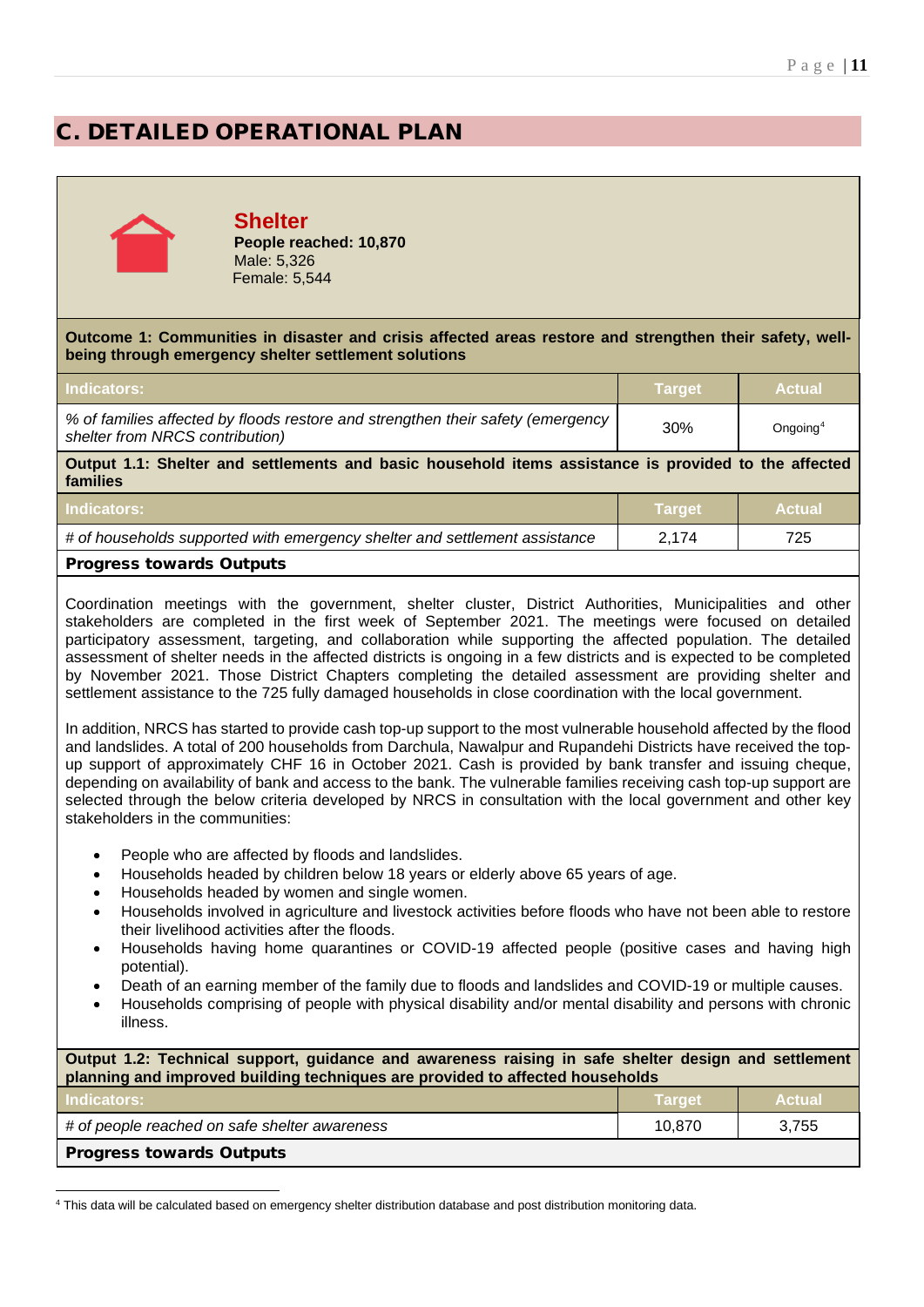## C. DETAILED OPERATIONAL PLAN

### Shelter

**People reached: 10,870**
Male: 5,326
Female: 5,544

**Outcome 1: Communities in disaster and crisis affected areas restore and strengthen their safety, well-being through emergency shelter settlement solutions**

| Indicators: | Target | Actual |
|---|---|---|
| *% of families affected by floods restore and strengthen their safety (emergency shelter from NRCS contribution)* | 30% | Ongoing[4] |

**Output 1.1: Shelter and settlements and basic household items assistance is provided to the affected families**

| Indicators: | Target | Actual |
|---|---|---|
| *# of households supported with emergency shelter and settlement assistance* | 2,174 | 725 |

**Progress towards Outputs**

Coordination meetings with the government, shelter cluster, District Authorities, Municipalities and other stakeholders are completed in the first week of September 2021. The meetings were focused on detailed participatory assessment, targeting, and collaboration while supporting the affected population. The detailed assessment of shelter needs in the affected districts is ongoing in a few districts and is expected to be completed by November 2021. Those District Chapters completing the detailed assessment are providing shelter and settlement assistance to the 725 fully damaged households in close coordination with the local government.

In addition, NRCS has started to provide cash top-up support to the most vulnerable household affected by the flood and landslides. A total of 200 households from Darchula, Nawalpur and Rupandehi Districts have received the top-up support of approximately CHF 16 in October 2021. Cash is provided by bank transfer and issuing cheque, depending on availability of bank and access to the bank. The vulnerable families receiving cash top-up support are selected through the below criteria developed by NRCS in consultation with the local government and other key stakeholders in the communities:

- People who are affected by floods and landslides.
- Households headed by children below 18 years or elderly above 65 years of age.
- Households headed by women and single women.
- Households involved in agriculture and livestock activities before floods who have not been able to restore their livelihood activities after the floods.
- Households having home quarantines or COVID-19 affected people (positive cases and having high potential).
- Death of an earning member of the family due to floods and landslides and COVID-19 or multiple causes.
- Households comprising of people with physical disability and/or mental disability and persons with chronic illness.

**Output 1.2: Technical support, guidance and awareness raising in safe shelter design and settlement planning and improved building techniques are provided to affected households**

| Indicators: | Target | Actual |
|---|---|---|
| *# of people reached on safe shelter awareness* | 10,870 | 3,755 |

**Progress towards Outputs**

[4] This data will be calculated based on emergency shelter distribution database and post distribution monitoring data.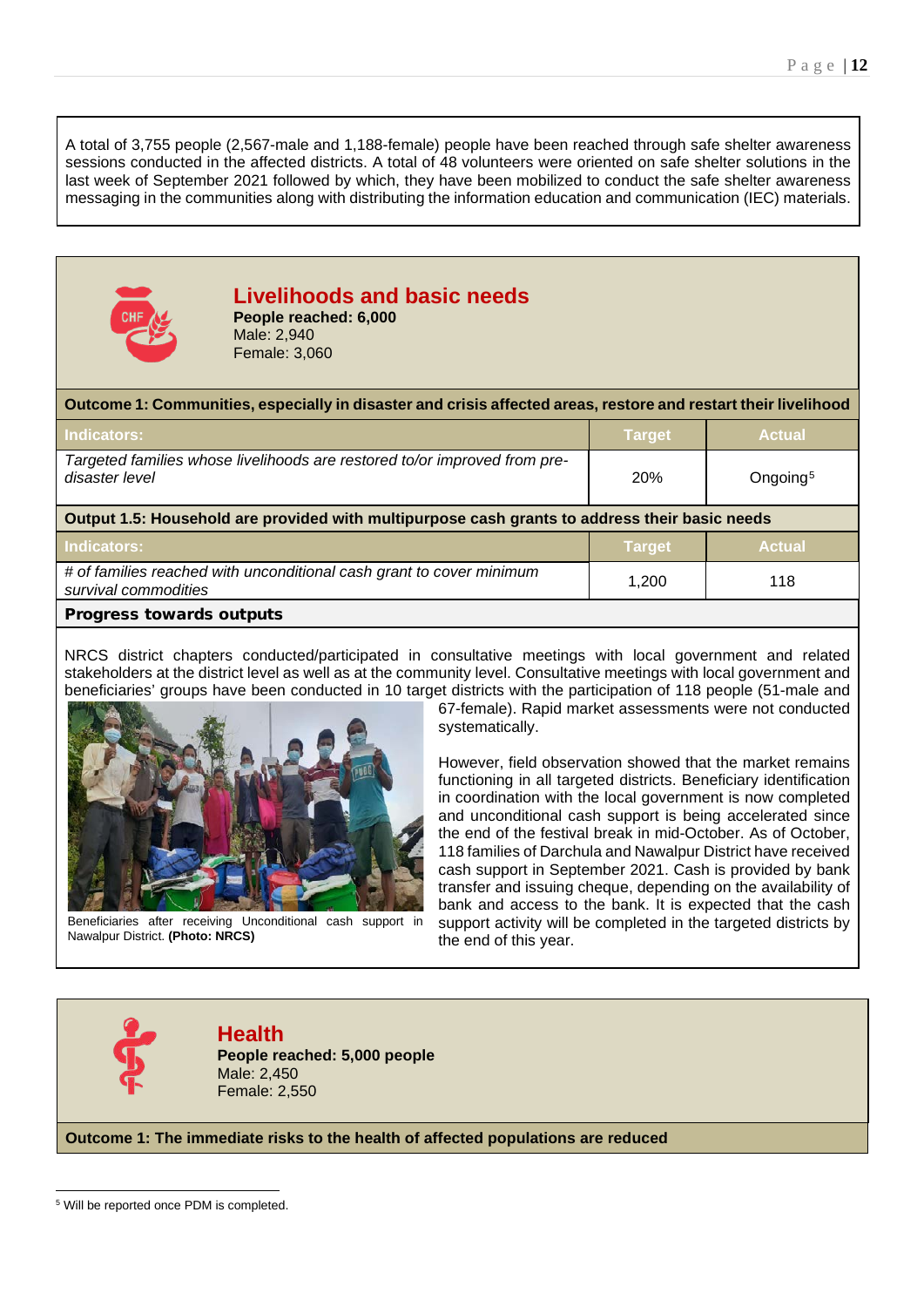A total of 3,755 people (2,567-male and 1,188-female) people have been reached through safe shelter awareness sessions conducted in the affected districts. A total of 48 volunteers were oriented on safe shelter solutions in the last week of September 2021 followed by which, they have been mobilized to conduct the safe shelter awareness messaging in the communities along with distributing the information education and communication (IEC) materials.

## Livelihoods and basic needs

**People reached: 6,000**
Male: 2,940
Female: 3,060

**Outcome 1: Communities, especially in disaster and crisis affected areas, restore and restart their livelihood**

| Indicators: | Target | Actual |
|---|---|---|
| *Targeted families whose livelihoods are restored to/or improved from pre-disaster level* | 20% | Ongoing[5] |

**Output 1.5: Household are provided with multipurpose cash grants to address their basic needs**

| Indicators: | Target | Actual |
|---|---|---|
| *# of families reached with unconditional cash grant to cover minimum survival commodities* | 1,200 | 118 |

**Progress towards outputs**

NRCS district chapters conducted/participated in consultative meetings with local government and related stakeholders at the district level as well as at the community level. Consultative meetings with local government and beneficiaries' groups have been conducted in 10 target districts with the participation of 118 people (51-male and 67-female). Rapid market assessments were not conducted systematically.

Beneficiaries after receiving Unconditional cash support in Nawalpur District. **(Photo: NRCS)**

However, field observation showed that the market remains functioning in all targeted districts. Beneficiary identification in coordination with the local government is now completed and unconditional cash support is being accelerated since the end of the festival break in mid-October. As of October, 118 families of Darchula and Nawalpur District have received cash support in September 2021. Cash is provided by bank transfer and issuing cheque, depending on the availability of bank and access to the bank. It is expected that the cash support activity will be completed in the targeted districts by the end of this year.

## Health

**People reached: 5,000 people**
Male: 2,450
Female: 2,550

**Outcome 1: The immediate risks to the health of affected populations are reduced**

[5] Will be reported once PDM is completed.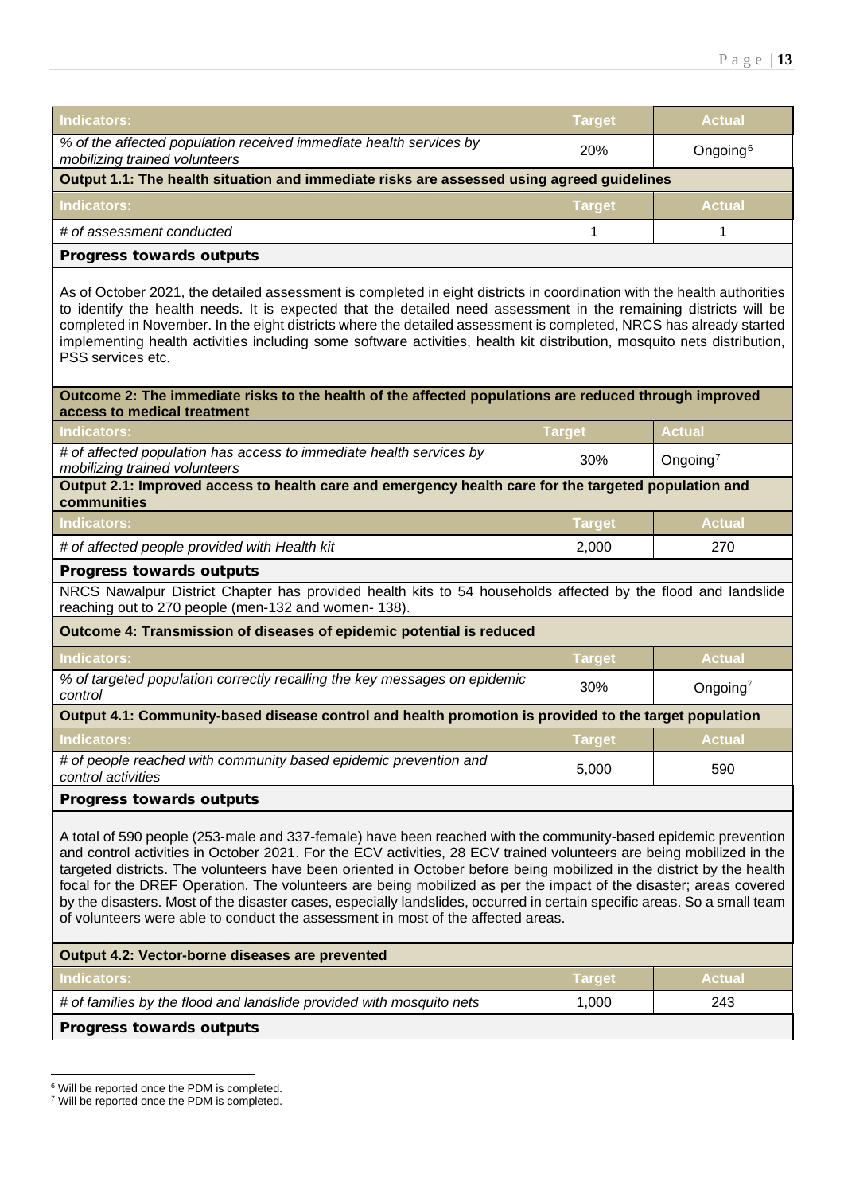| Indicators: | Target | Actual |
|---|---|---|
| *% of the affected population received immediate health services by mobilizing trained volunteers* | 20% | Ongoing[6] |

**Output 1.1: The health situation and immediate risks are assessed using agreed guidelines**

| Indicators: | Target | Actual |
|---|---|---|
| *# of assessment conducted* | 1 | 1 |

**Progress towards outputs**

As of October 2021, the detailed assessment is completed in eight districts in coordination with the health authorities to identify the health needs. It is expected that the detailed need assessment in the remaining districts will be completed in November. In the eight districts where the detailed assessment is completed, NRCS has already started implementing health activities including some software activities, health kit distribution, mosquito nets distribution, PSS services etc.

**Outcome 2: The immediate risks to the health of the affected populations are reduced through improved access to medical treatment**

| Indicators: | Target | Actual |
|---|---|---|
| *# of affected population has access to immediate health services by mobilizing trained volunteers* | 30% | Ongoing[7] |

**Output 2.1: Improved access to health care and emergency health care for the targeted population and communities**

| Indicators: | Target | Actual |
|---|---|---|
| *# of affected people provided with Health kit* | 2,000 | 270 |

**Progress towards outputs**

NRCS Nawalpur District Chapter has provided health kits to 54 households affected by the flood and landslide reaching out to 270 people (men-132 and women- 138).

**Outcome 4: Transmission of diseases of epidemic potential is reduced**

| Indicators: | Target | Actual |
|---|---|---|
| *% of targeted population correctly recalling the key messages on epidemic control* | 30% | Ongoing[7] |

**Output 4.1: Community-based disease control and health promotion is provided to the target population**

| Indicators: | Target | Actual |
|---|---|---|
| *# of people reached with community based epidemic prevention and control activities* | 5,000 | 590 |

**Progress towards outputs**

A total of 590 people (253-male and 337-female) have been reached with the community-based epidemic prevention and control activities in October 2021. For the ECV activities, 28 ECV trained volunteers are being mobilized in the targeted districts. The volunteers have been oriented in October before being mobilized in the district by the health focal for the DREF Operation. The volunteers are being mobilized as per the impact of the disaster; areas covered by the disasters. Most of the disaster cases, especially landslides, occurred in certain specific areas. So a small team of volunteers were able to conduct the assessment in most of the affected areas.

**Output 4.2: Vector-borne diseases are prevented**

| Indicators: | Target | Actual |
|---|---|---|
| *# of families by the flood and landslide provided with mosquito nets* | 1,000 | 243 |

**Progress towards outputs**

[6] Will be reported once the PDM is completed.

[7] Will be reported once the PDM is completed.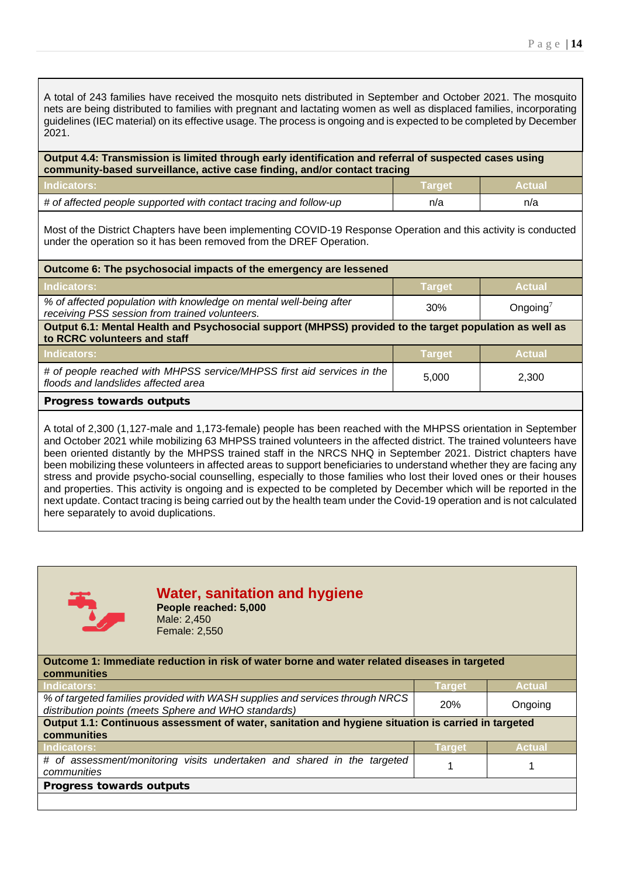A total of 243 families have received the mosquito nets distributed in September and October 2021. The mosquito nets are being distributed to families with pregnant and lactating women as well as displaced families, incorporating guidelines (IEC material) on its effective usage. The process is ongoing and is expected to be completed by December 2021.

**Output 4.4: Transmission is limited through early identification and referral of suspected cases using community-based surveillance, active case finding, and/or contact tracing**

| Indicators: | Target | Actual |
|---|---|---|
| *# of affected people supported with contact tracing and follow-up* | n/a | n/a |

Most of the District Chapters have been implementing COVID-19 Response Operation and this activity is conducted under the operation so it has been removed from the DREF Operation.

**Outcome 6: The psychosocial impacts of the emergency are lessened**

| Indicators: | Target | Actual |
|---|---|---|
| *% of affected population with knowledge on mental well-being after receiving PSS session from trained volunteers.* | 30% | Ongoing[7] |

**Output 6.1: Mental Health and Psychosocial support (MHPSS) provided to the target population as well as to RCRC volunteers and staff**

| Indicators: | Target | Actual |
|---|---|---|
| *# of people reached with MHPSS service/MHPSS first aid services in the floods and landslides affected area* | 5,000 | 2,300 |

**Progress towards outputs**

A total of 2,300 (1,127-male and 1,173-female) people has been reached with the MHPSS orientation in September and October 2021 while mobilizing 63 MHPSS trained volunteers in the affected district. The trained volunteers have been oriented distantly by the MHPSS trained staff in the NRCS NHQ in September 2021. District chapters have been mobilizing these volunteers in affected areas to support beneficiaries to understand whether they are facing any stress and provide psycho-social counselling, especially to those families who lost their loved ones or their houses and properties. This activity is ongoing and is expected to be completed by December which will be reported in the next update. Contact tracing is being carried out by the health team under the Covid-19 operation and is not calculated here separately to avoid duplications.

## Water, sanitation and hygiene

**People reached: 5,000**
Male: 2,450
Female: 2,550

**Outcome 1: Immediate reduction in risk of water borne and water related diseases in targeted communities**

| Indicators: | Target | Actual |
|---|---|---|
| *% of targeted families provided with WASH supplies and services through NRCS distribution points (meets Sphere and WHO standards)* | 20% | Ongoing |

**Output 1.1: Continuous assessment of water, sanitation and hygiene situation is carried in targeted communities**

| Indicators: | Target | Actual |
|---|---|---|
| *# of assessment/monitoring visits undertaken and shared in the targeted communities* | 1 | 1 |

**Progress towards outputs**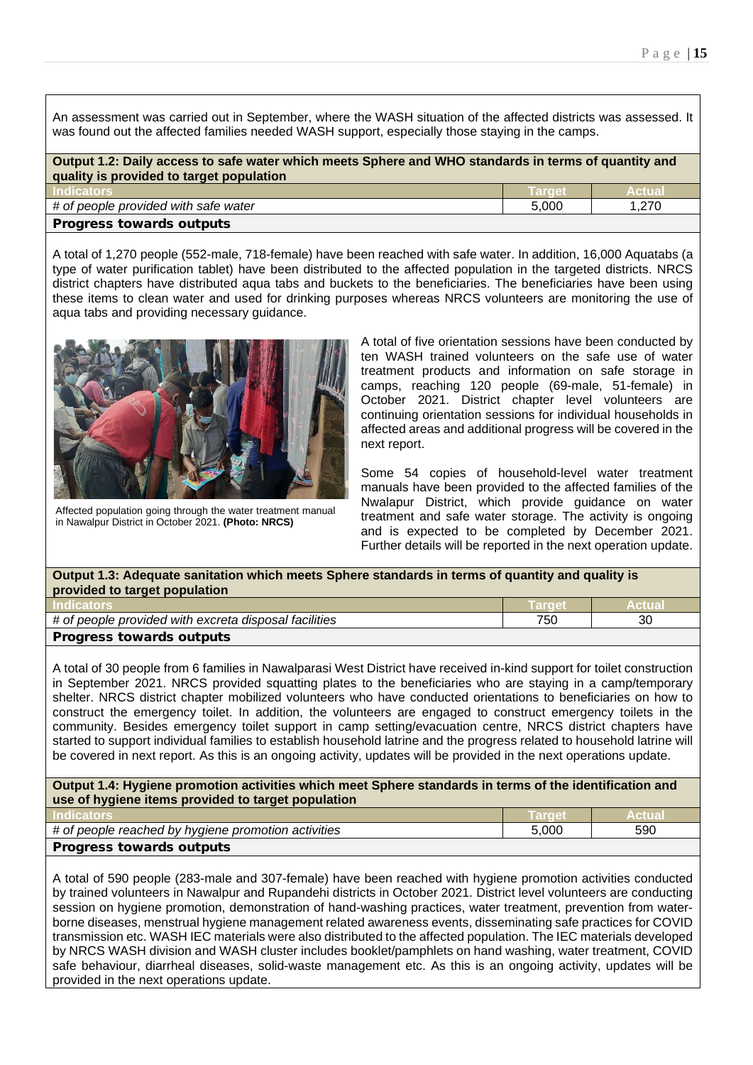An assessment was carried out in September, where the WASH situation of the affected districts was assessed. It was found out the affected families needed WASH support, especially those staying in the camps.

**Output 1.2: Daily access to safe water which meets Sphere and WHO standards in terms of quantity and quality is provided to target population**

| Indicators | Target | Actual |
|---|---|---|
| *# of people provided with safe water* | 5,000 | 1,270 |

**Progress towards outputs**

A total of 1,270 people (552-male, 718-female) have been reached with safe water. In addition, 16,000 Aquatabs (a type of water purification tablet) have been distributed to the affected population in the targeted districts. NRCS district chapters have distributed aqua tabs and buckets to the beneficiaries. The beneficiaries have been using these items to clean water and used for drinking purposes whereas NRCS volunteers are monitoring the use of aqua tabs and providing necessary guidance.

Affected population going through the water treatment manual in Nawalpur District in October 2021. **(Photo: NRCS)**

A total of five orientation sessions have been conducted by ten WASH trained volunteers on the safe use of water treatment products and information on safe storage in camps, reaching 120 people (69-male, 51-female) in October 2021. District chapter level volunteers are continuing orientation sessions for individual households in affected areas and additional progress will be covered in the next report.

Some 54 copies of household-level water treatment manuals have been provided to the affected families of the Nwalapur District, which provide guidance on water treatment and safe water storage. The activity is ongoing and is expected to be completed by December 2021. Further details will be reported in the next operation update.

**Output 1.3: Adequate sanitation which meets Sphere standards in terms of quantity and quality is provided to target population**

| Indicators | Target | Actual |
|---|---|---|
| *# of people provided with excreta disposal facilities* | 750 | 30 |

**Progress towards outputs**

A total of 30 people from 6 families in Nawalparasi West District have received in-kind support for toilet construction in September 2021. NRCS provided squatting plates to the beneficiaries who are staying in a camp/temporary shelter. NRCS district chapter mobilized volunteers who have conducted orientations to beneficiaries on how to construct the emergency toilet. In addition, the volunteers are engaged to construct emergency toilets in the community. Besides emergency toilet support in camp setting/evacuation centre, NRCS district chapters have started to support individual families to establish household latrine and the progress related to household latrine will be covered in next report. As this is an ongoing activity, updates will be provided in the next operations update.

**Output 1.4: Hygiene promotion activities which meet Sphere standards in terms of the identification and use of hygiene items provided to target population**

| Indicators | Target | Actual |
|---|---|---|
| *# of people reached by hygiene promotion activities* | 5,000 | 590 |

**Progress towards outputs**

A total of 590 people (283-male and 307-female) have been reached with hygiene promotion activities conducted by trained volunteers in Nawalpur and Rupandehi districts in October 2021. District level volunteers are conducting session on hygiene promotion, demonstration of hand-washing practices, water treatment, prevention from water-borne diseases, menstrual hygiene management related awareness events, disseminating safe practices for COVID transmission etc. WASH IEC materials were also distributed to the affected population. The IEC materials developed by NRCS WASH division and WASH cluster includes booklet/pamphlets on hand washing, water treatment, COVID safe behaviour, diarrheal diseases, solid-waste management etc. As this is an ongoing activity, updates will be provided in the next operations update.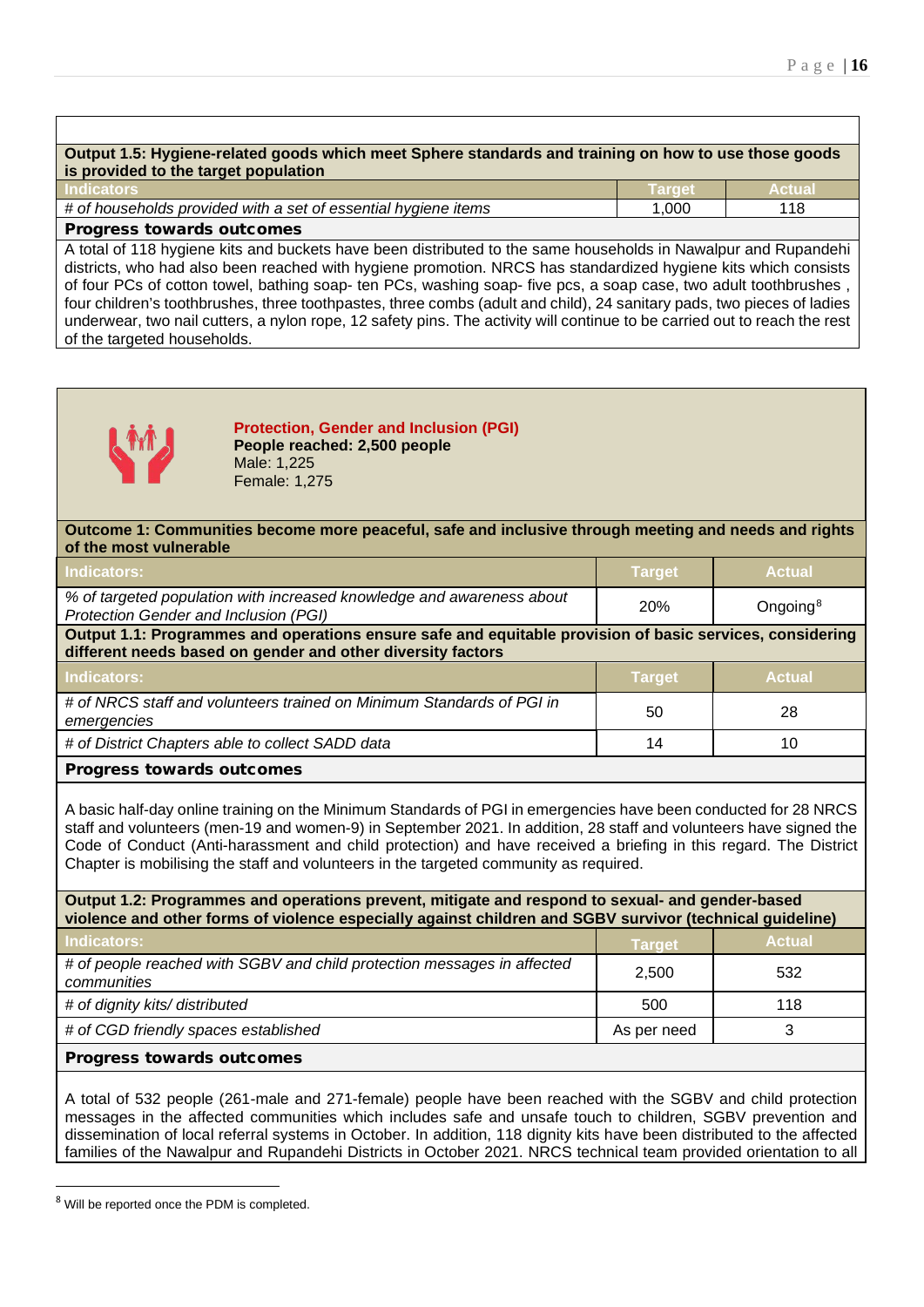**Output 1.5: Hygiene-related goods which meet Sphere standards and training on how to use those goods is provided to the target population**

| Indicators | Target | Actual |
|---|---|---|
| *# of households provided with a set of essential hygiene items* | 1,000 | 118 |

**Progress towards outcomes**

A total of 118 hygiene kits and buckets have been distributed to the same households in Nawalpur and Rupandehi districts, who had also been reached with hygiene promotion. NRCS has standardized hygiene kits which consists of four PCs of cotton towel, bathing soap- ten PCs, washing soap- five pcs, a soap case, two adult toothbrushes , four children's toothbrushes, three toothpastes, three combs (adult and child), 24 sanitary pads, two pieces of ladies underwear, two nail cutters, a nylon rope, 12 safety pins. The activity will continue to be carried out to reach the rest of the targeted households.

**Protection, Gender and Inclusion (PGI)**
**People reached: 2,500 people**
Male: 1,225
Female: 1,275

**Outcome 1: Communities become more peaceful, safe and inclusive through meeting and needs and rights of the most vulnerable**

| Indicators: | Target | Actual |
|---|---|---|
| *% of targeted population with increased knowledge and awareness about Protection Gender and Inclusion (PGI)* | 20% | Ongoing[8] |

**Output 1.1: Programmes and operations ensure safe and equitable provision of basic services, considering different needs based on gender and other diversity factors**

| Indicators: | Target | Actual |
|---|---|---|
| *# of NRCS staff and volunteers trained on Minimum Standards of PGI in emergencies* | 50 | 28 |
| *# of District Chapters able to collect SADD data* | 14 | 10 |

**Progress towards outcomes**

A basic half-day online training on the Minimum Standards of PGI in emergencies have been conducted for 28 NRCS staff and volunteers (men-19 and women-9) in September 2021. In addition, 28 staff and volunteers have signed the Code of Conduct (Anti-harassment and child protection) and have received a briefing in this regard. The District Chapter is mobilising the staff and volunteers in the targeted community as required.

**Output 1.2: Programmes and operations prevent, mitigate and respond to sexual- and gender-based violence and other forms of violence especially against children and SGBV survivor (technical guideline)**

| Indicators: | Target | Actual |
|---|---|---|
| *# of people reached with SGBV and child protection messages in affected communities* | 2,500 | 532 |
| *# of dignity kits/ distributed* | 500 | 118 |
| *# of CGD friendly spaces established* | As per need | 3 |

**Progress towards outcomes**

A total of 532 people (261-male and 271-female) people have been reached with the SGBV and child protection messages in the affected communities which includes safe and unsafe touch to children, SGBV prevention and dissemination of local referral systems in October. In addition, 118 dignity kits have been distributed to the affected families of the Nawalpur and Rupandehi Districts in October 2021. NRCS technical team provided orientation to all

[8] Will be reported once the PDM is completed.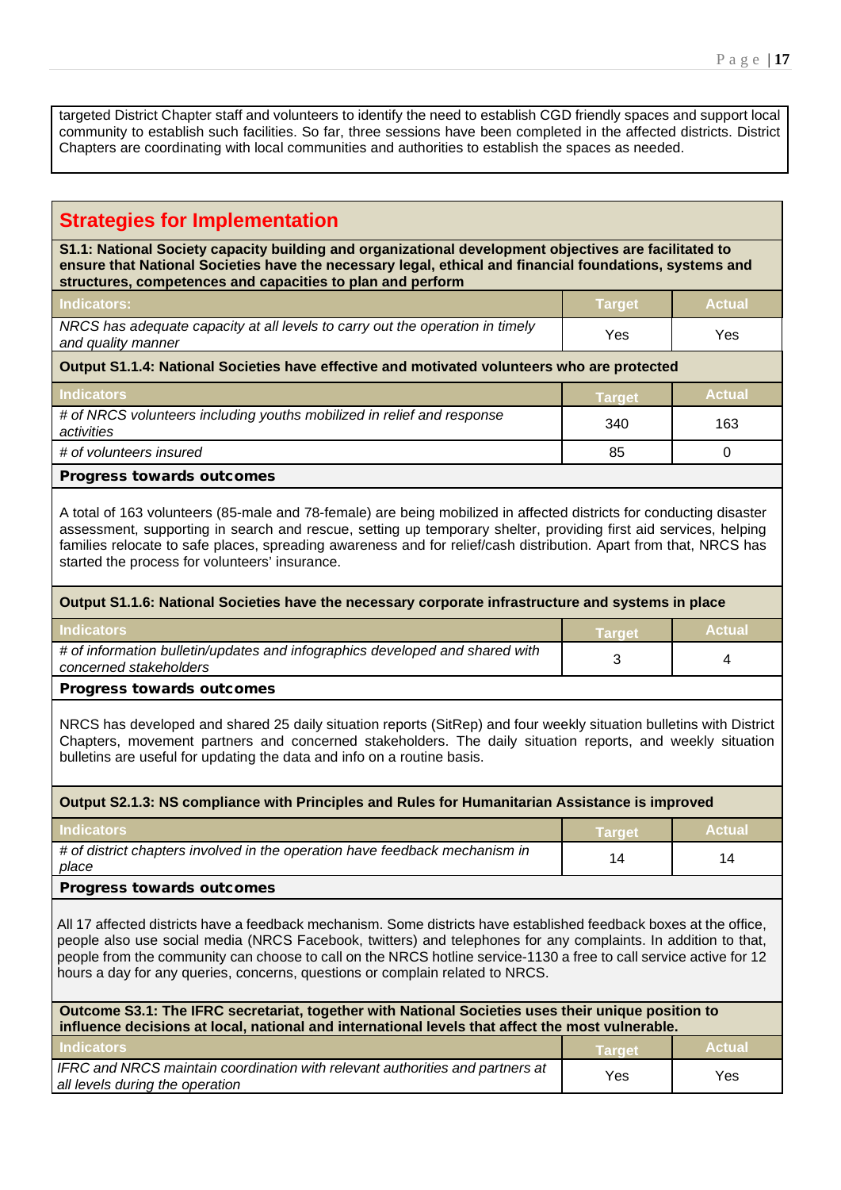targeted District Chapter staff and volunteers to identify the need to establish CGD friendly spaces and support local community to establish such facilities. So far, three sessions have been completed in the affected districts. District Chapters are coordinating with local communities and authorities to establish the spaces as needed.

## Strategies for Implementation

**S1.1: National Society capacity building and organizational development objectives are facilitated to ensure that National Societies have the necessary legal, ethical and financial foundations, systems and structures, competences and capacities to plan and perform**

| Indicators: | Target | Actual |
|---|---|---|
| *NRCS has adequate capacity at all levels to carry out the operation in timely and quality manner* | Yes | Yes |

**Output S1.1.4: National Societies have effective and motivated volunteers who are protected**

| Indicators | Target | Actual |
|---|---|---|
| *# of NRCS volunteers including youths mobilized in relief and response activities* | 340 | 163 |
| *# of volunteers insured* | 85 | 0 |

**Progress towards outcomes**

A total of 163 volunteers (85-male and 78-female) are being mobilized in affected districts for conducting disaster assessment, supporting in search and rescue, setting up temporary shelter, providing first aid services, helping families relocate to safe places, spreading awareness and for relief/cash distribution. Apart from that, NRCS has started the process for volunteers' insurance.

**Output S1.1.6: National Societies have the necessary corporate infrastructure and systems in place**

| Indicators | Target | Actual |
|---|---|---|
| *# of information bulletin/updates and infographics developed and shared with concerned stakeholders* | 3 | 4 |

**Progress towards outcomes**

NRCS has developed and shared 25 daily situation reports (SitRep) and four weekly situation bulletins with District Chapters, movement partners and concerned stakeholders. The daily situation reports, and weekly situation bulletins are useful for updating the data and info on a routine basis.

**Output S2.1.3: NS compliance with Principles and Rules for Humanitarian Assistance is improved**

| Indicators | Target | Actual |
|---|---|---|
| *# of district chapters involved in the operation have feedback mechanism in place* | 14 | 14 |

**Progress towards outcomes**

All 17 affected districts have a feedback mechanism. Some districts have established feedback boxes at the office, people also use social media (NRCS Facebook, twitters) and telephones for any complaints. In addition to that, people from the community can choose to call on the NRCS hotline service-1130 a free to call service active for 12 hours a day for any queries, concerns, questions or complain related to NRCS.

**Outcome S3.1: The IFRC secretariat, together with National Societies uses their unique position to influence decisions at local, national and international levels that affect the most vulnerable.**

| Indicators | Target | Actual |
|---|---|---|
| *IFRC and NRCS maintain coordination with relevant authorities and partners at all levels during the operation* | Yes | Yes |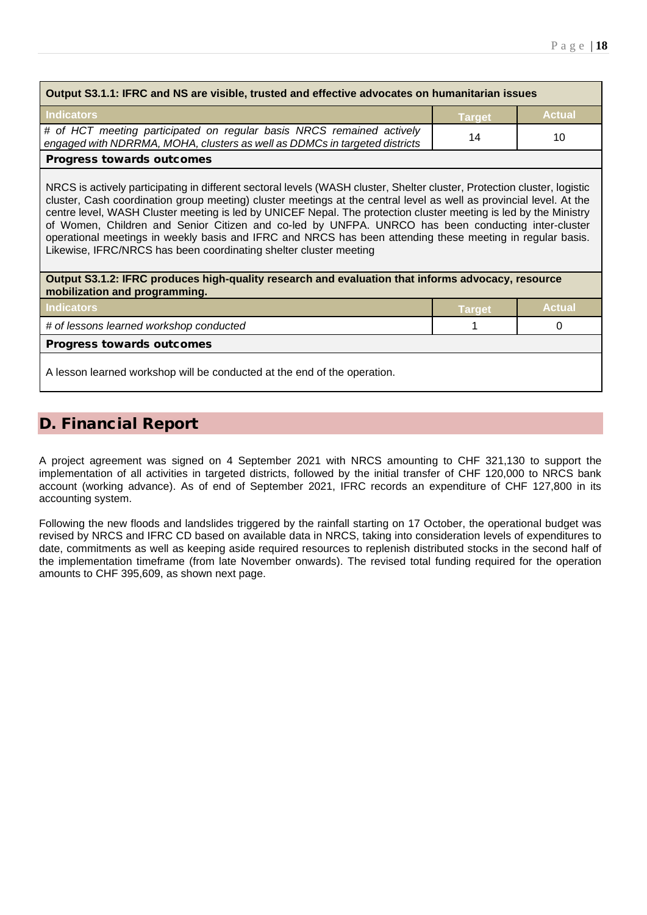| Output S3.1.1: IFRC and NS are visible, trusted and effective advocates on humanitarian issues | | |
|---|---|---|
| **Indicators** | **Target** | **Actual** |
| *# of HCT meeting participated on regular basis NRCS remained actively engaged with NDRRMA, MOHA, clusters as well as DDMCs in targeted districts* | 14 | 10 |

**Progress towards outcomes**

NRCS is actively participating in different sectoral levels (WASH cluster, Shelter cluster, Protection cluster, logistic cluster, Cash coordination group meeting) cluster meetings at the central level as well as provincial level. At the centre level, WASH Cluster meeting is led by UNICEF Nepal. The protection cluster meeting is led by the Ministry of Women, Children and Senior Citizen and co-led by UNFPA. UNRCO has been conducting inter-cluster operational meetings in weekly basis and IFRC and NRCS has been attending these meeting in regular basis. Likewise, IFRC/NRCS has been coordinating shelter cluster meeting

| Output S3.1.2: IFRC produces high-quality research and evaluation that informs advocacy, resource mobilization and programming. | | |
|---|---|---|
| **Indicators** | **Target** | **Actual** |
| *# of lessons learned workshop conducted* | 1 | 0 |

**Progress towards outcomes**

A lesson learned workshop will be conducted at the end of the operation.

## D. Financial Report

A project agreement was signed on 4 September 2021 with NRCS amounting to CHF 321,130 to support the implementation of all activities in targeted districts, followed by the initial transfer of CHF 120,000 to NRCS bank account (working advance). As of end of September 2021, IFRC records an expenditure of CHF 127,800 in its accounting system.

Following the new floods and landslides triggered by the rainfall starting on 17 October, the operational budget was revised by NRCS and IFRC CD based on available data in NRCS, taking into consideration levels of expenditures to date, commitments as well as keeping aside required resources to replenish distributed stocks in the second half of the implementation timeframe (from late November onwards). The revised total funding required for the operation amounts to CHF 395,609, as shown next page.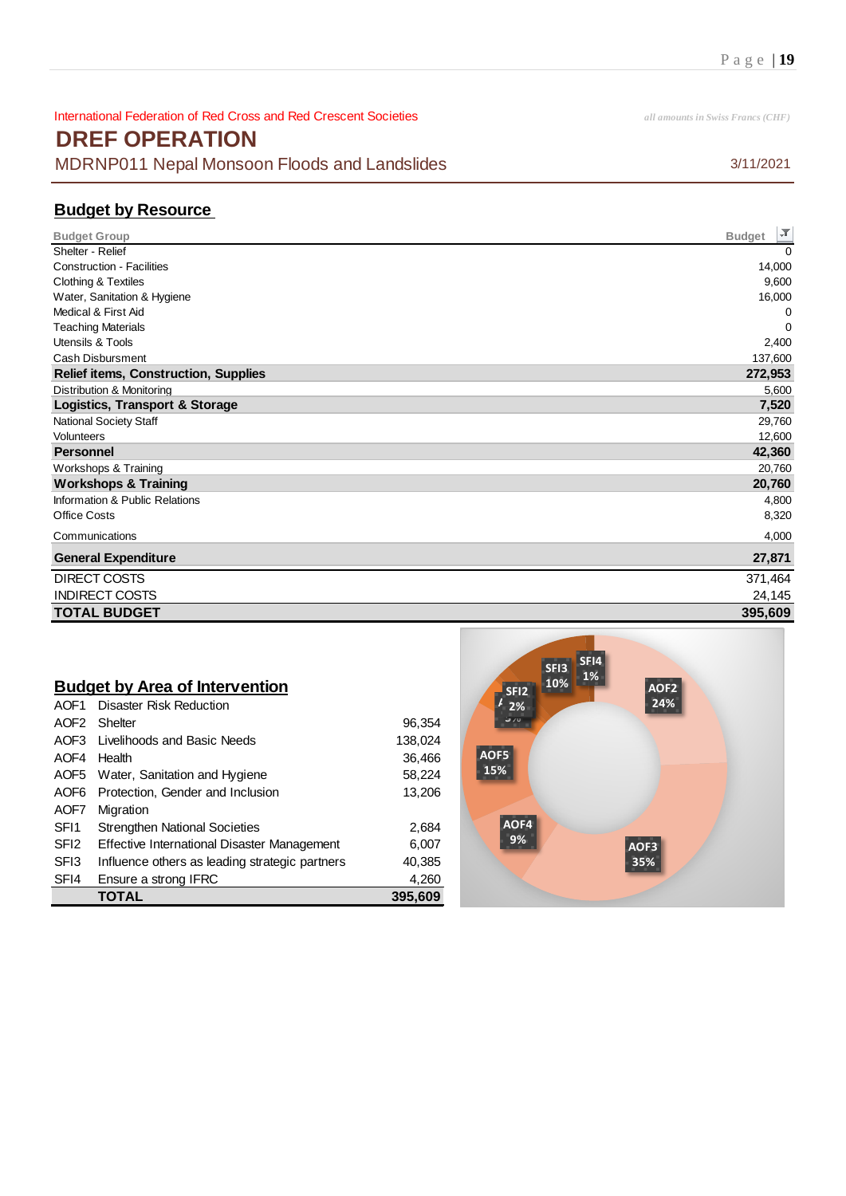International Federation of Red Cross and Red Crescent Societies

*all amounts in Swiss Francs (CHF)*

# DREF OPERATION

MDRNP011 Nepal Monsoon Floods and Landslides

3/11/2021

## Budget by Resource

| Budget Group | Budget |
|---|---|
| Shelter - Relief | 0 |
| Construction - Facilities | 14,000 |
| Clothing & Textiles | 9,600 |
| Water, Sanitation & Hygiene | 16,000 |
| Medical & First Aid | 0 |
| Teaching Materials | 0 |
| Utensils & Tools | 2,400 |
| Cash Disbursment | 137,600 |
| **Relief items, Construction, Supplies** | **272,953** |
| Distribution & Monitoring | 5,600 |
| **Logistics, Transport & Storage** | **7,520** |
| National Society Staff | 29,760 |
| Volunteers | 12,600 |
| **Personnel** | **42,360** |
| Workshops & Training | 20,760 |
| **Workshops & Training** | **20,760** |
| Information & Public Relations | 4,800 |
| Office Costs | 8,320 |
| Communications | 4,000 |
| **General Expenditure** | **27,871** |
| DIRECT COSTS | 371,464 |
| INDIRECT COSTS | 24,145 |
| **TOTAL BUDGET** | **395,609** |

## Budget by Area of Intervention

| | | |
|---|---|---|
| AOF1 | Disaster Risk Reduction | |
| AOF2 | Shelter | 96,354 |
| AOF3 | Livelihoods and Basic Needs | 138,024 |
| AOF4 | Health | 36,466 |
| AOF5 | Water, Sanitation and Hygiene | 58,224 |
| AOF6 | Protection, Gender and Inclusion | 13,206 |
| AOF7 | Migration | |
| SFI1 | Strengthen National Societies | 2,684 |
| SFI2 | Effective International Disaster Management | 6,007 |
| SFI3 | Influence others as leading strategic partners | 40,385 |
| SFI4 | Ensure a strong IFRC | 4,260 |
| | **TOTAL** | **395,609** |

AOF2 24%, AOF3 35%, AOF4 9%, AOF5 15%, SFI2 2%, SFI3 10%, SFI4 1%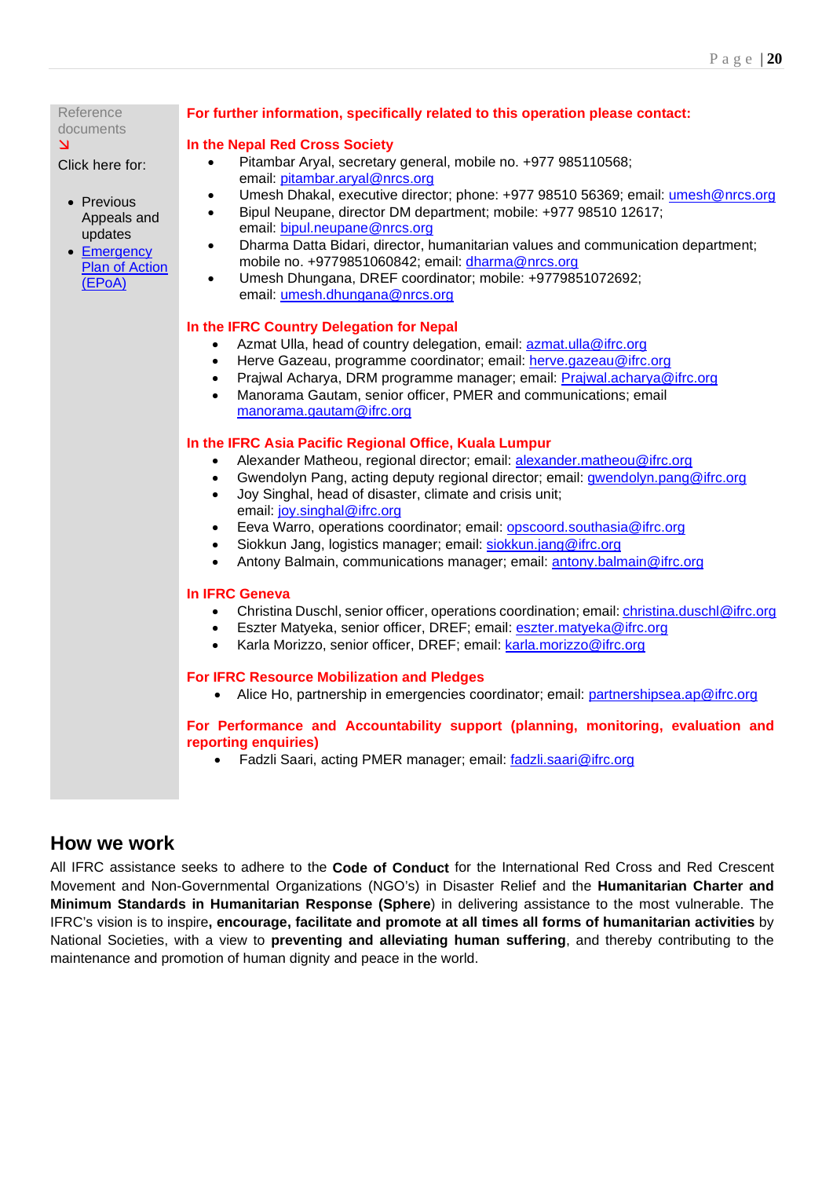Reference documents
↘
Click here for:

- Previous Appeals and updates
- Emergency Plan of Action (EPoA)

**For further information, specifically related to this operation please contact:**

**In the Nepal Red Cross Society**

- Pitambar Aryal, secretary general, mobile no. +977 985110568; email: pitambar.aryal@nrcs.org
- Umesh Dhakal, executive director; phone: +977 98510 56369; email: umesh@nrcs.org
- Bipul Neupane, director DM department; mobile: +977 98510 12617; email: bipul.neupane@nrcs.org
- Dharma Datta Bidari, director, humanitarian values and communication department; mobile no. +9779851060842; email: dharma@nrcs.org
- Umesh Dhungana, DREF coordinator; mobile: +9779851072692; email: umesh.dhungana@nrcs.org

**In the IFRC Country Delegation for Nepal**

- Azmat Ulla, head of country delegation, email: azmat.ulla@ifrc.org
- Herve Gazeau, programme coordinator; email: herve.gazeau@ifrc.org
- Prajwal Acharya, DRM programme manager; email: Prajwal.acharya@ifrc.org
- Manorama Gautam, senior officer, PMER and communications; email manorama.gautam@ifrc.org

**In the IFRC Asia Pacific Regional Office, Kuala Lumpur**

- Alexander Matheou, regional director; email: alexander.matheou@ifrc.org
- Gwendolyn Pang, acting deputy regional director; email: gwendolyn.pang@ifrc.org
- Joy Singhal, head of disaster, climate and crisis unit; email: joy.singhal@ifrc.org
- Eeva Warro, operations coordinator; email: opscoord.southasia@ifrc.org
- Siokkun Jang, logistics manager; email: siokkun.jang@ifrc.org
- Antony Balmain, communications manager; email: antony.balmain@ifrc.org

**In IFRC Geneva**

- Christina Duschl, senior officer, operations coordination; email: christina.duschl@ifrc.org
- Eszter Matyeka, senior officer, DREF; email: eszter.matyeka@ifrc.org
- Karla Morizzo, senior officer, DREF; email: karla.morizzo@ifrc.org

**For IFRC Resource Mobilization and Pledges**

- Alice Ho, partnership in emergencies coordinator; email: partnershipsea.ap@ifrc.org

**For Performance and Accountability support (planning, monitoring, evaluation and reporting enquiries)**

- Fadzli Saari, acting PMER manager; email: fadzli.saari@ifrc.org

## How we work

All IFRC assistance seeks to adhere to the **Code of Conduct** for the International Red Cross and Red Crescent Movement and Non-Governmental Organizations (NGO's) in Disaster Relief and the **Humanitarian Charter and Minimum Standards in Humanitarian Response (Sphere**) in delivering assistance to the most vulnerable. The IFRC's vision is to inspire**, encourage, facilitate and promote at all times all forms of humanitarian activities** by National Societies, with a view to **preventing and alleviating human suffering**, and thereby contributing to the maintenance and promotion of human dignity and peace in the world.